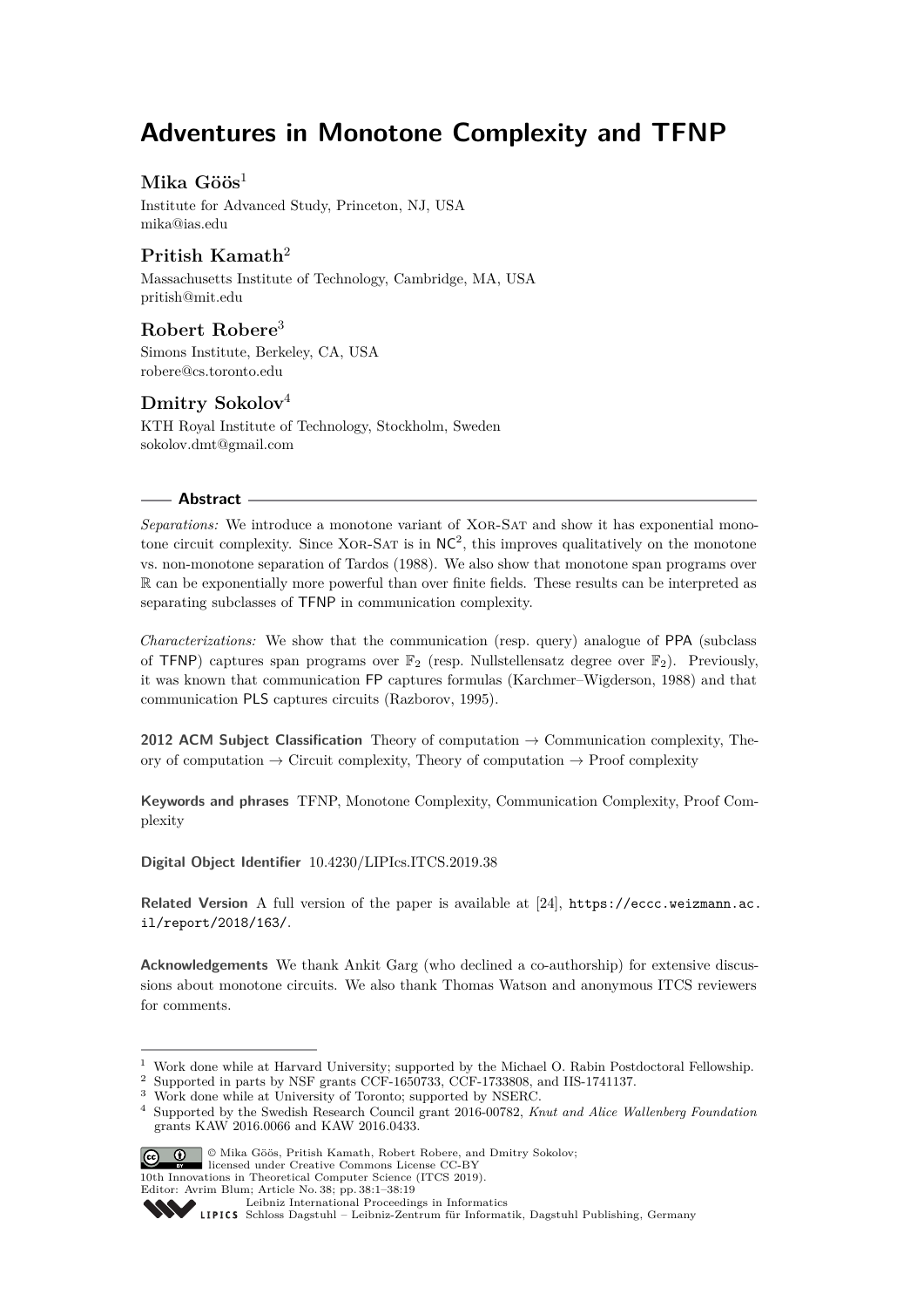# Adventures in Monotone Complexity and TFNP

**Mika Göös**[1]

Institute for Advanced Study, Princeton, NJ, USA
mika@ias.edu

**Pritish Kamath**[2]

Massachusetts Institute of Technology, Cambridge, MA, USA
pritish@mit.edu

**Robert Robere**[3]

Simons Institute, Berkeley, CA, USA
robere@cs.toronto.edu

**Dmitry Sokolov**[4]

KTH Royal Institute of Technology, Stockholm, Sweden
sokolov.dmt@gmail.com

## Abstract

*Separations:* We introduce a monotone variant of Xor-Sat and show it has exponential monotone circuit complexity. Since Xor-Sat is in $\mathsf{NC}^2$, this improves qualitatively on the monotone vs. non-monotone separation of Tardos (1988). We also show that monotone span programs over $\mathbb{R}$ can be exponentially more powerful than over finite fields. These results can be interpreted as separating subclasses of TFNP in communication complexity.

*Characterizations:* We show that the communication (resp. query) analogue of PPA (subclass of TFNP) captures span programs over $\mathbb{F}_2$ (resp. Nullstellensatz degree over $\mathbb{F}_2$). Previously, it was known that communication FP captures formulas (Karchmer–Wigderson, 1988) and that communication PLS captures circuits (Razborov, 1995).

**2012 ACM Subject Classification** Theory of computation → Communication complexity, Theory of computation → Circuit complexity, Theory of computation → Proof complexity

**Keywords and phrases** TFNP, Monotone Complexity, Communication Complexity, Proof Complexity

**Digital Object Identifier** 10.4230/LIPIcs.ITCS.2019.38

**Related Version** A full version of the paper is available at [24], https://eccc.weizmann.ac.il/report/2018/163/.

**Acknowledgements** We thank Ankit Garg (who declined a co-authorship) for extensive discussions about monotone circuits. We also thank Thomas Watson and anonymous ITCS reviewers for comments.

---

[1] Work done while at Harvard University; supported by the Michael O. Rabin Postdoctoral Fellowship.
[2] Supported in parts by NSF grants CCF-1650733, CCF-1733808, and IIS-1741137.
[3] Work done while at University of Toronto; supported by NSERC.
[4] Supported by the Swedish Research Council grant 2016-00782, *Knut and Alice Wallenberg Foundation* grants KAW 2016.0066 and KAW 2016.0433.

© Mika Göös, Pritish Kamath, Robert Robere, and Dmitry Sokolov; licensed under Creative Commons License CC-BY
10th Innovations in Theoretical Computer Science (ITCS 2019).
Editor: Avrim Blum; Article No. 38; pp. 38:1–38:19
Leibniz International Proceedings in Informatics
Schloss Dagstuhl – Leibniz-Zentrum für Informatik, Dagstuhl Publishing, Germany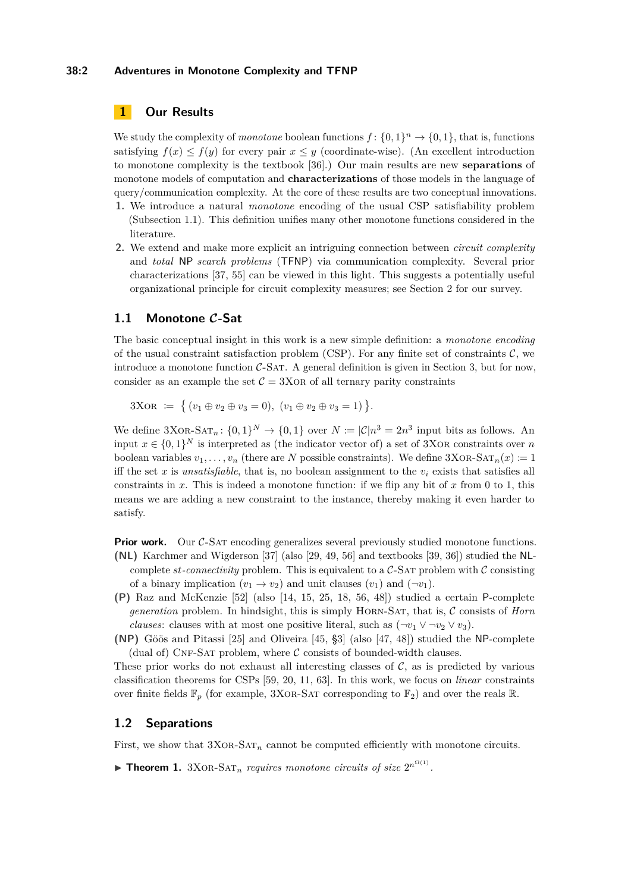## 1 Our Results

We study the complexity of *monotone* boolean functions $f\colon \{0,1\}^n \to \{0,1\}$, that is, functions satisfying $f(x) \le f(y)$ for every pair $x \le y$ (coordinate-wise). (An excellent introduction to monotone complexity is the textbook [36].) Our main results are new **separations** of monotone models of computation and **characterizations** of those models in the language of query/communication complexity. At the core of these results are two conceptual innovations.

1. We introduce a natural *monotone* encoding of the usual CSP satisfiability problem (Subsection 1.1). This definition unifies many other monotone functions considered in the literature.
2. We extend and make more explicit an intriguing connection between *circuit complexity* and *total* NP *search problems* (TFNP) via communication complexity. Several prior characterizations [37, 55] can be viewed in this light. This suggests a potentially useful organizational principle for circuit complexity measures; see Section 2 for our survey.

### 1.1 Monotone $\mathcal{C}$-Sat

The basic conceptual insight in this work is a new simple definition: a *monotone encoding* of the usual constraint satisfaction problem (CSP). For any finite set of constraints $\mathcal{C}$, we introduce a monotone function $\mathcal{C}$-Sat. A general definition is given in Section 3, but for now, consider as an example the set $\mathcal{C} = $ 3Xor of all ternary parity constraints

$$\text{3Xor} \;\coloneqq\; \{\, (v_1 \oplus v_2 \oplus v_3 = 0),\; (v_1 \oplus v_2 \oplus v_3 = 1) \,\}.$$

We define $\text{3Xor-Sat}_n\colon \{0,1\}^N \to \{0,1\}$ over $N \coloneqq |\mathcal{C}|n^3 = 2n^3$ input bits as follows. An input $x \in \{0,1\}^N$ is interpreted as (the indicator vector of) a set of 3Xor constraints over $n$ boolean variables $v_1, \dots, v_n$ (there are $N$ possible constraints). We define $\text{3Xor-Sat}_n(x) \coloneqq 1$ iff the set $x$ is *unsatisfiable*, that is, no boolean assignment to the $v_i$ exists that satisfies all constraints in $x$. This is indeed a monotone function: if we flip any bit of $x$ from 0 to 1, this means we are adding a new constraint to the instance, thereby making it even harder to satisfy.

**Prior work.** Our $\mathcal{C}$-Sat encoding generalizes several previously studied monotone functions.

**(NL)** Karchmer and Wigderson [37] (also [29, 49, 56] and textbooks [39, 36]) studied the NL-complete *st-connectivity* problem. This is equivalent to a $\mathcal{C}$-Sat problem with $\mathcal{C}$ consisting of a binary implication $(v_1 \to v_2)$ and unit clauses $(v_1)$ and $(\neg v_1)$.

**(P)** Raz and McKenzie [52] (also [14, 15, 25, 18, 56, 48]) studied a certain P-complete *generation* problem. In hindsight, this is simply Horn-Sat, that is, $\mathcal{C}$ consists of *Horn clauses*: clauses with at most one positive literal, such as $(\neg v_1 \vee \neg v_2 \vee v_3)$.

**(NP)** Göös and Pitassi [25] and Oliveira [45, §3] (also [47, 48]) studied the NP-complete (dual of) Cnf-Sat problem, where $\mathcal{C}$ consists of bounded-width clauses.

These prior works do not exhaust all interesting classes of $\mathcal{C}$, as is predicted by various classification theorems for CSPs [59, 20, 11, 63]. In this work, we focus on *linear* constraints over finite fields $\mathbb{F}_p$ (for example, 3Xor-Sat corresponding to $\mathbb{F}_2$) and over the reals $\mathbb{R}$.

### 1.2 Separations

First, we show that $\text{3Xor-Sat}_n$ cannot be computed efficiently with monotone circuits.

▶ **Theorem 1.** $\text{3Xor-Sat}_n$ *requires monotone circuits of size* $2^{n^{\Omega(1)}}$.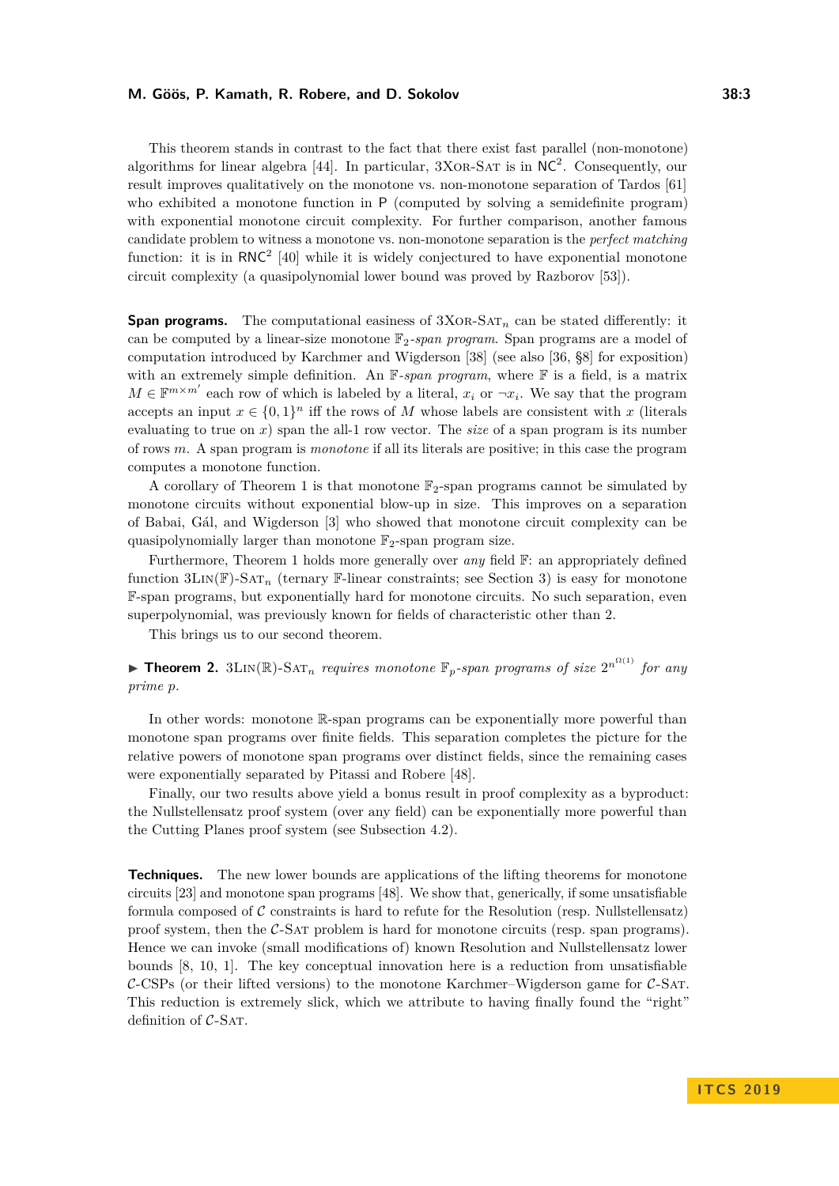This theorem stands in contrast to the fact that there exist fast parallel (non-monotone) algorithms for linear algebra [44]. In particular, 3Xor-Sat is in $\mathsf{NC}^2$. Consequently, our result improves qualitatively on the monotone vs. non-monotone separation of Tardos [61] who exhibited a monotone function in $\mathsf{P}$ (computed by solving a semidefinite program) with exponential monotone circuit complexity. For further comparison, another famous candidate problem to witness a monotone vs. non-monotone separation is the *perfect matching* function: it is in $\mathsf{RNC}^2$ [40] while it is widely conjectured to have exponential monotone circuit complexity (a quasipolynomial lower bound was proved by Razborov [53]).

**Span programs.** The computational easiness of 3Xor-Sat$_n$ can be stated differently: it can be computed by a linear-size monotone $\mathbb{F}_2$-*span program*. Span programs are a model of computation introduced by Karchmer and Wigderson [38] (see also [36, §8] for exposition) with an extremely simple definition. An $\mathbb{F}$-*span program*, where $\mathbb{F}$ is a field, is a matrix $M \in \mathbb{F}^{m \times m'}$ each row of which is labeled by a literal, $x_i$ or $\neg x_i$. We say that the program accepts an input $x \in \{0,1\}^n$ iff the rows of $M$ whose labels are consistent with $x$ (literals evaluating to true on $x$) span the all-1 row vector. The *size* of a span program is its number of rows $m$. A span program is *monotone* if all its literals are positive; in this case the program computes a monotone function.

A corollary of Theorem 1 is that monotone $\mathbb{F}_2$-span programs cannot be simulated by monotone circuits without exponential blow-up in size. This improves on a separation of Babai, Gál, and Wigderson [3] who showed that monotone circuit complexity can be quasipolynomially larger than monotone $\mathbb{F}_2$-span program size.

Furthermore, Theorem 1 holds more generally over *any* field $\mathbb{F}$: an appropriately defined function 3Lin($\mathbb{F}$)-Sat$_n$ (ternary $\mathbb{F}$-linear constraints; see Section 3) is easy for monotone $\mathbb{F}$-span programs, but exponentially hard for monotone circuits. No such separation, even superpolynomial, was previously known for fields of characteristic other than 2.

This brings us to our second theorem.

▶ **Theorem 2.** *3Lin($\mathbb{R}$)-Sat$_n$ requires monotone $\mathbb{F}_p$-span programs of size $2^{n^{\Omega(1)}}$ for any prime $p$.*

In other words: monotone $\mathbb{R}$-span programs can be exponentially more powerful than monotone span programs over finite fields. This separation completes the picture for the relative powers of monotone span programs over distinct fields, since the remaining cases were exponentially separated by Pitassi and Robere [48].

Finally, our two results above yield a bonus result in proof complexity as a byproduct: the Nullstellensatz proof system (over any field) can be exponentially more powerful than the Cutting Planes proof system (see Subsection 4.2).

**Techniques.** The new lower bounds are applications of the lifting theorems for monotone circuits [23] and monotone span programs [48]. We show that, generically, if some unsatisfiable formula composed of $\mathcal{C}$ constraints is hard to refute for the Resolution (resp. Nullstellensatz) proof system, then the $\mathcal{C}$-Sat problem is hard for monotone circuits (resp. span programs). Hence we can invoke (small modifications of) known Resolution and Nullstellensatz lower bounds [8, 10, 1]. The key conceptual innovation here is a reduction from unsatisfiable $\mathcal{C}$-CSPs (or their lifted versions) to the monotone Karchmer–Wigderson game for $\mathcal{C}$-Sat. This reduction is extremely slick, which we attribute to having finally found the "right" definition of $\mathcal{C}$-Sat.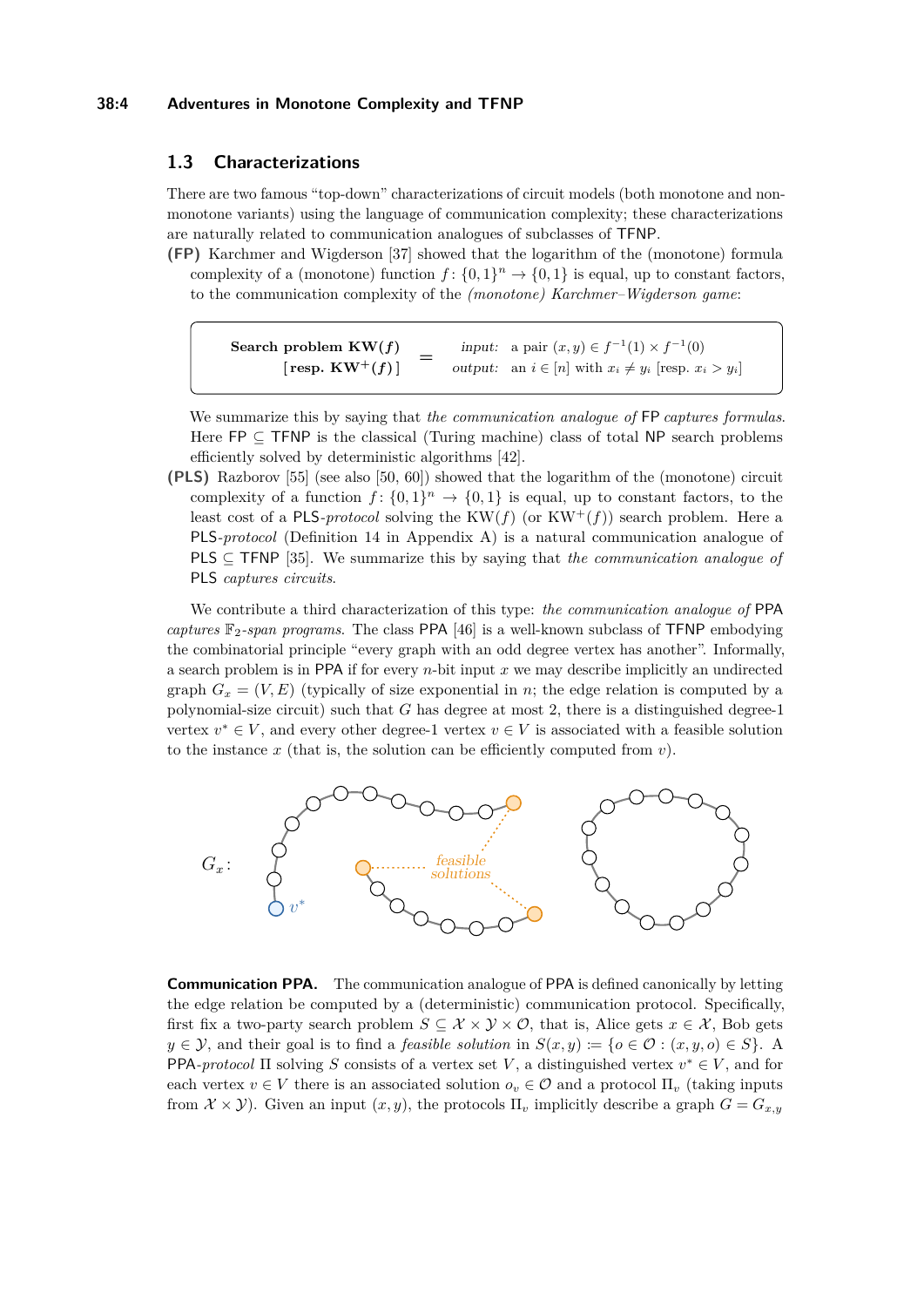## 1.3 Characterizations

There are two famous "top-down" characterizations of circuit models (both monotone and non-monotone variants) using the language of communication complexity; these characterizations are naturally related to communication analogues of subclasses of TFNP.

**(FP)** Karchmer and Wigderson [37] showed that the logarithm of the (monotone) formula complexity of a (monotone) function $f\colon \{0,1\}^n \to \{0,1\}$ is equal, up to constant factors, to the communication complexity of the *(monotone) Karchmer–Wigderson game*:

| Search problem $\mathrm{KW}(f)$ [resp. $\mathrm{KW}^+(f)$] | = | *input:* a pair $(x,y) \in f^{-1}(1) \times f^{-1}(0)$ *output:* an $i \in [n]$ with $x_i \neq y_i$ [resp. $x_i > y_i$] |
|---|---|---|

We summarize this by saying that *the communication analogue of* FP *captures formulas*. Here FP $\subseteq$ TFNP is the classical (Turing machine) class of total NP search problems efficiently solved by deterministic algorithms [42].

**(PLS)** Razborov [55] (see also [50, 60]) showed that the logarithm of the (monotone) circuit complexity of a function $f\colon \{0,1\}^n \to \{0,1\}$ is equal, up to constant factors, to the least cost of a PLS-*protocol* solving the $\mathrm{KW}(f)$ (or $\mathrm{KW}^+(f)$) search problem. Here a PLS-*protocol* (Definition 14 in Appendix A) is a natural communication analogue of PLS $\subseteq$ TFNP [35]. We summarize this by saying that *the communication analogue of* PLS *captures circuits*.

We contribute a third characterization of this type: *the communication analogue of* PPA *captures* $\mathbb{F}_2$*-span programs*. The class PPA [46] is a well-known subclass of TFNP embodying the combinatorial principle "every graph with an odd degree vertex has another". Informally, a search problem is in PPA if for every $n$-bit input $x$ we may describe implicitly an undirected graph $G_x = (V,E)$ (typically of size exponential in $n$; the edge relation is computed by a polynomial-size circuit) such that $G$ has degree at most 2, there is a distinguished degree-1 vertex $v^* \in V$, and every other degree-1 vertex $v \in V$ is associated with a feasible solution to the instance $x$ (that is, the solution can be efficiently computed from $v$).

**Communication PPA.** The communication analogue of PPA is defined canonically by letting the edge relation be computed by a (deterministic) communication protocol. Specifically, first fix a two-party search problem $S \subseteq \mathcal{X} \times \mathcal{Y} \times \mathcal{O}$, that is, Alice gets $x \in \mathcal{X}$, Bob gets $y \in \mathcal{Y}$, and their goal is to find a *feasible solution* in $S(x,y) := \{o \in \mathcal{O} : (x,y,o) \in S\}$. A PPA-*protocol* $\Pi$ solving $S$ consists of a vertex set $V$, a distinguished vertex $v^* \in V$, and for each vertex $v \in V$ there is an associated solution $o_v \in \mathcal{O}$ and a protocol $\Pi_v$ (taking inputs from $\mathcal{X} \times \mathcal{Y}$). Given an input $(x,y)$, the protocols $\Pi_v$ implicitly describe a graph $G = G_{x,y}$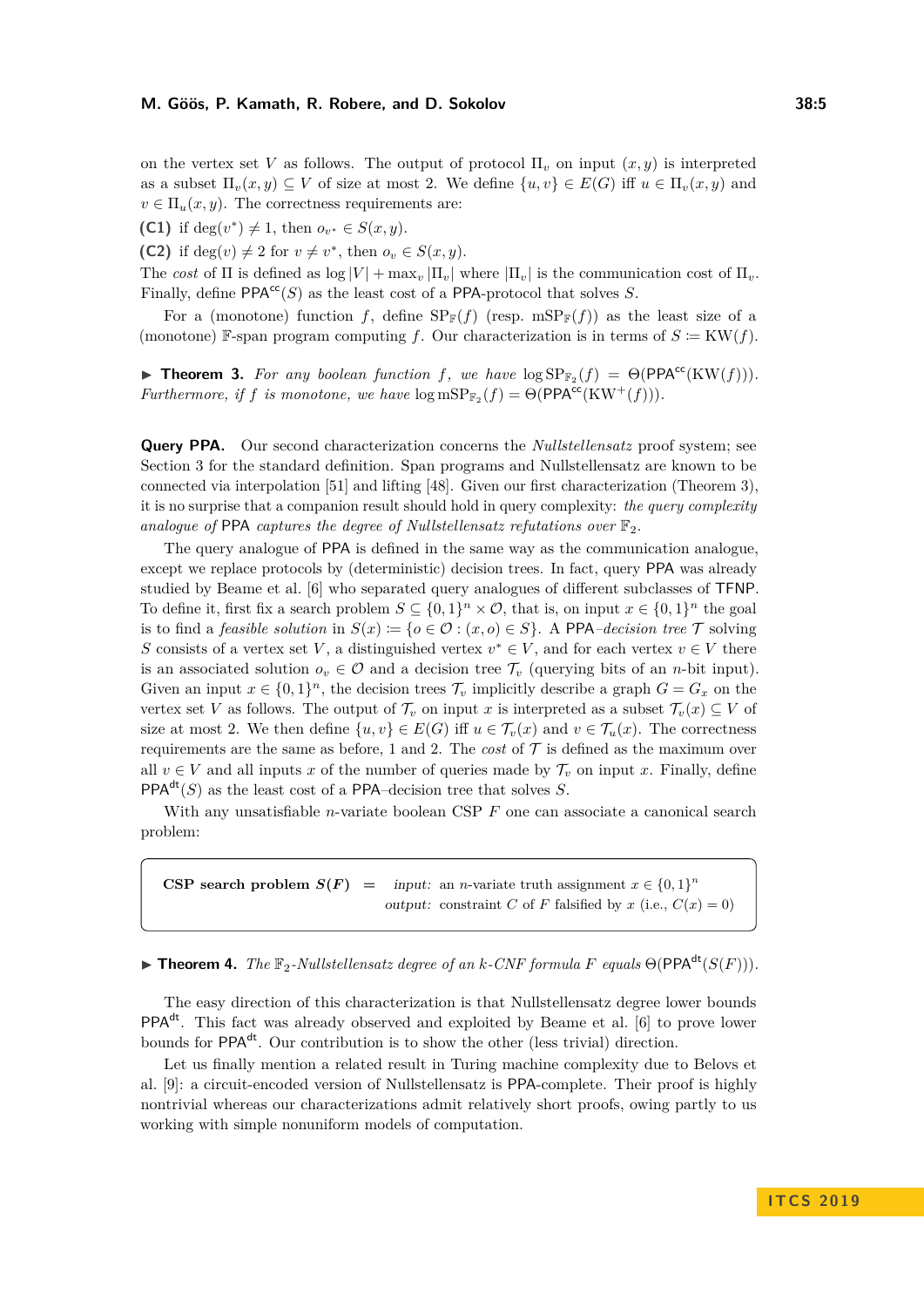on the vertex set $V$ as follows. The output of protocol $\Pi_v$ on input $(x,y)$ is interpreted as a subset $\Pi_v(x,y) \subseteq V$ of size at most 2. We define $\{u,v\} \in E(G)$ iff $u \in \Pi_v(x,y)$ and $v \in \Pi_u(x,y)$. The correctness requirements are:

**(C1)** if $\deg(v^*) \neq 1$, then $o_{v^*} \in S(x,y)$.

**(C2)** if $\deg(v) \neq 2$ for $v \neq v^*$, then $o_v \in S(x,y)$.

The *cost* of $\Pi$ is defined as $\log|V| + \max_v |\Pi_v|$ where $|\Pi_v|$ is the communication cost of $\Pi_v$. Finally, define $\mathsf{PPA}^{\mathsf{cc}}(S)$ as the least cost of a PPA-protocol that solves $S$.

For a (monotone) function $f$, define $\mathrm{SP}_{\mathbb{F}}(f)$ (resp. $\mathrm{mSP}_{\mathbb{F}}(f)$) as the least size of a (monotone) $\mathbb{F}$-span program computing $f$. Our characterization is in terms of $S \coloneqq \mathrm{KW}(f)$.

▶ **Theorem 3.** *For any boolean function $f$, we have $\log \mathrm{SP}_{\mathbb{F}_2}(f) = \Theta(\mathsf{PPA}^{\mathsf{cc}}(\mathrm{KW}(f)))$. Furthermore, if $f$ is monotone, we have $\log \mathrm{mSP}_{\mathbb{F}_2}(f) = \Theta(\mathsf{PPA}^{\mathsf{cc}}(\mathrm{KW}^+(f)))$.*

**Query PPA.** Our second characterization concerns the *Nullstellensatz* proof system; see Section 3 for the standard definition. Span programs and Nullstellensatz are known to be connected via interpolation [51] and lifting [48]. Given our first characterization (Theorem 3), it is no surprise that a companion result should hold in query complexity: *the query complexity analogue of* PPA *captures the degree of Nullstellensatz refutations over* $\mathbb{F}_2$.

The query analogue of PPA is defined in the same way as the communication analogue, except we replace protocols by (deterministic) decision trees. In fact, query PPA was already studied by Beame et al. [6] who separated query analogues of different subclasses of TFNP. To define it, first fix a search problem $S \subseteq \{0,1\}^n \times \mathcal{O}$, that is, on input $x \in \{0,1\}^n$ the goal is to find a *feasible solution* in $S(x) \coloneqq \{o \in \mathcal{O} : (x,o) \in S\}$. A PPA*–decision tree* $\mathcal{T}$ solving $S$ consists of a vertex set $V$, a distinguished vertex $v^* \in V$, and for each vertex $v \in V$ there is an associated solution $o_v \in \mathcal{O}$ and a decision tree $\mathcal{T}_v$ (querying bits of an $n$-bit input). Given an input $x \in \{0,1\}^n$, the decision trees $\mathcal{T}_v$ implicitly describe a graph $G = G_x$ on the vertex set $V$ as follows. The output of $\mathcal{T}_v$ on input $x$ is interpreted as a subset $\mathcal{T}_v(x) \subseteq V$ of size at most 2. We then define $\{u,v\} \in E(G)$ iff $u \in \mathcal{T}_v(x)$ and $v \in \mathcal{T}_u(x)$. The correctness requirements are the same as before, 1 and 2. The *cost* of $\mathcal{T}$ is defined as the maximum over all $v \in V$ and all inputs $x$ of the number of queries made by $\mathcal{T}_v$ on input $x$. Finally, define $\mathsf{PPA}^{\mathsf{dt}}(S)$ as the least cost of a PPA–decision tree that solves $S$.

With any unsatisfiable $n$-variate boolean CSP $F$ one can associate a canonical search problem:

> **CSP search problem $S(F)$** $=$ *input:* an $n$-variate truth assignment $x \in \{0,1\}^n$
> *output:* constraint $C$ of $F$ falsified by $x$ (i.e., $C(x) = 0$)

▶ **Theorem 4.** *The $\mathbb{F}_2$-Nullstellensatz degree of an $k$-CNF formula $F$ equals $\Theta(\mathsf{PPA}^{\mathsf{dt}}(S(F)))$.*

The easy direction of this characterization is that Nullstellensatz degree lower bounds $\mathsf{PPA}^{\mathsf{dt}}$. This fact was already observed and exploited by Beame et al. [6] to prove lower bounds for $\mathsf{PPA}^{\mathsf{dt}}$. Our contribution is to show the other (less trivial) direction.

Let us finally mention a related result in Turing machine complexity due to Belovs et al. [9]: a circuit-encoded version of Nullstellensatz is PPA-complete. Their proof is highly nontrivial whereas our characterizations admit relatively short proofs, owing partly to us working with simple nonuniform models of computation.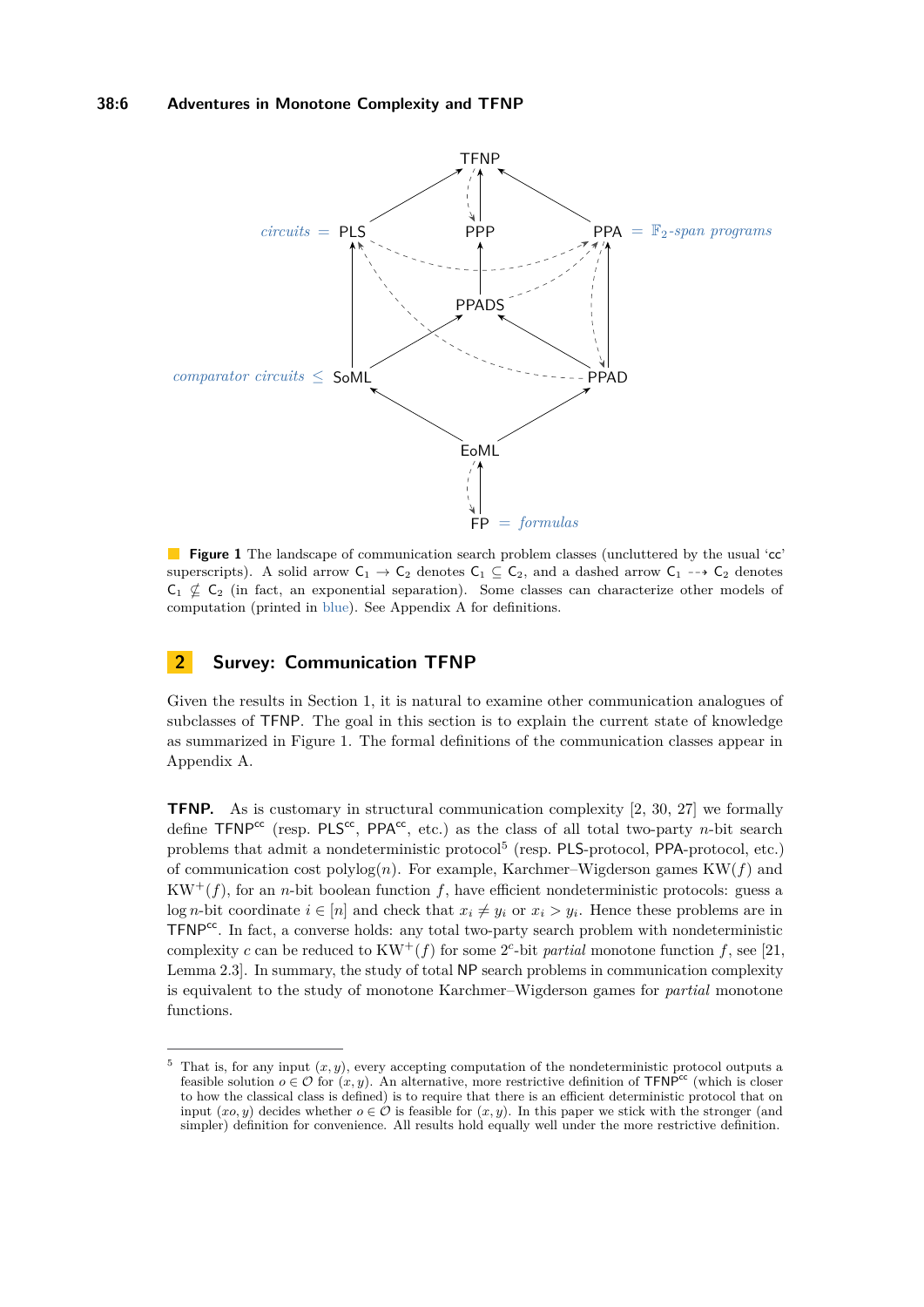TFNP

circuits = PLS    PPP    PPA = $\mathbb{F}_2$-span programs

PPADS

comparator circuits ≤ SoML    PPAD

EoML

FP = formulas

**Figure 1** The landscape of communication search problem classes (uncluttered by the usual 'cc' superscripts). A solid arrow $\mathsf{C}_1 \to \mathsf{C}_2$ denotes $\mathsf{C}_1 \subseteq \mathsf{C}_2$, and a dashed arrow $\mathsf{C}_1 \dashrightarrow \mathsf{C}_2$ denotes $\mathsf{C}_1 \not\subseteq \mathsf{C}_2$ (in fact, an exponential separation). Some classes can characterize other models of computation (printed in blue). See Appendix A for definitions.

## 2 Survey: Communication TFNP

Given the results in Section 1, it is natural to examine other communication analogues of subclasses of TFNP. The goal in this section is to explain the current state of knowledge as summarized in Figure 1. The formal definitions of the communication classes appear in Appendix A.

**TFNP.** As is customary in structural communication complexity [2, 30, 27] we formally define $\mathsf{TFNP}^{\mathsf{cc}}$ (resp. $\mathsf{PLS}^{\mathsf{cc}}$, $\mathsf{PPA}^{\mathsf{cc}}$, etc.) as the class of all total two-party $n$-bit search problems that admit a nondeterministic protocol[5] (resp. PLS-protocol, PPA-protocol, etc.) of communication cost polylog$(n)$. For example, Karchmer–Wigderson games $\mathrm{KW}(f)$ and $\mathrm{KW}^+(f)$, for an $n$-bit boolean function $f$, have efficient nondeterministic protocols: guess a $\log n$-bit coordinate $i \in [n]$ and check that $x_i \neq y_i$ or $x_i > y_i$. Hence these problems are in $\mathsf{TFNP}^{\mathsf{cc}}$. In fact, a converse holds: any total two-party search problem with nondeterministic complexity $c$ can be reduced to $\mathrm{KW}^+(f)$ for some $2^c$-bit *partial* monotone function $f$, see [21, Lemma 2.3]. In summary, the study of total NP search problems in communication complexity is equivalent to the study of monotone Karchmer–Wigderson games for *partial* monotone functions.

---

[5] That is, for any input $(x, y)$, every accepting computation of the nondeterministic protocol outputs a feasible solution $o \in \mathcal{O}$ for $(x, y)$. An alternative, more restrictive definition of $\mathsf{TFNP}^{\mathsf{cc}}$ (which is closer to how the classical class is defined) is to require that there is an efficient deterministic protocol that on input $(xo, y)$ decides whether $o \in \mathcal{O}$ is feasible for $(x, y)$. In this paper we stick with the stronger (and simpler) definition for convenience. All results hold equally well under the more restrictive definition.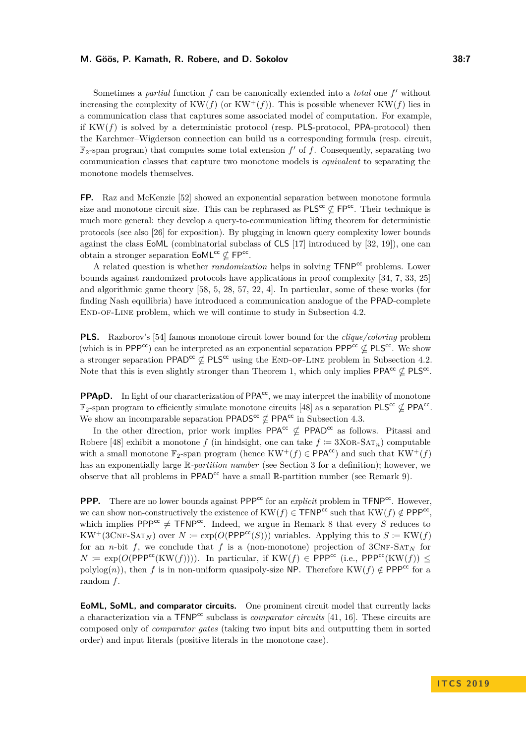Sometimes a *partial* function $f$ can be canonically extended into a *total* one $f'$ without increasing the complexity of $\mathrm{KW}(f)$ (or $\mathrm{KW}^+(f)$). This is possible whenever $\mathrm{KW}(f)$ lies in a communication class that captures some associated model of computation. For example, if $\mathrm{KW}(f)$ is solved by a deterministic protocol (resp. PLS-protocol, PPA-protocol) then the Karchmer–Wigderson connection can build us a corresponding formula (resp. circuit, $\mathbb{F}_2$-span program) that computes some total extension $f'$ of $f$. Consequently, separating two communication classes that capture two monotone models is *equivalent* to separating the monotone models themselves.

**FP.** Raz and McKenzie [52] showed an exponential separation between monotone formula size and monotone circuit size. This can be rephrased as $\mathsf{PLS}^{\mathsf{cc}} \not\subseteq \mathsf{FP}^{\mathsf{cc}}$. Their technique is much more general: they develop a query-to-communication lifting theorem for deterministic protocols (see also [26] for exposition). By plugging in known query complexity lower bounds against the class EoML (combinatorial subclass of CLS [17] introduced by [32, 19]), one can obtain a stronger separation $\mathsf{EoML}^{\mathsf{cc}} \not\subseteq \mathsf{FP}^{\mathsf{cc}}$.

A related question is whether *randomization* helps in solving $\mathsf{TFNP}^{\mathsf{cc}}$ problems. Lower bounds against randomized protocols have applications in proof complexity [34, 7, 33, 25] and algorithmic game theory [58, 5, 28, 57, 22, 4]. In particular, some of these works (for finding Nash equilibria) have introduced a communication analogue of the PPAD-complete End-of-Line problem, which we will continue to study in Subsection 4.2.

**PLS.** Razborov's [54] famous monotone circuit lower bound for the *clique/coloring* problem (which is in $\mathsf{PPP}^{\mathsf{cc}}$) can be interpreted as an exponential separation $\mathsf{PPP}^{\mathsf{cc}} \not\subseteq \mathsf{PLS}^{\mathsf{cc}}$. We show a stronger separation $\mathsf{PPAD}^{\mathsf{cc}} \not\subseteq \mathsf{PLS}^{\mathsf{cc}}$ using the End-of-Line problem in Subsection 4.2. Note that this is even slightly stronger than Theorem 1, which only implies $\mathsf{PPA}^{\mathsf{cc}} \not\subseteq \mathsf{PLS}^{\mathsf{cc}}$.

**PPApD.** In light of our characterization of $\mathsf{PPA}^{\mathsf{cc}}$, we may interpret the inability of monotone $\mathbb{F}_2$-span program to efficiently simulate monotone circuits [48] as a separation $\mathsf{PLS}^{\mathsf{cc}} \not\subseteq \mathsf{PPA}^{\mathsf{cc}}$. We show an incomparable separation $\mathsf{PPADS}^{\mathsf{cc}} \not\subseteq \mathsf{PPA}^{\mathsf{cc}}$ in Subsection 4.3.

In the other direction, prior work implies $\mathsf{PPA}^{\mathsf{cc}} \not\subseteq \mathsf{PPAD}^{\mathsf{cc}}$ as follows. Pitassi and Robere [48] exhibit a monotone $f$ (in hindsight, one can take $f := 3\textsc{Xor-Sat}_n$) computable with a small monotone $\mathbb{F}_2$-span program (hence $\mathrm{KW}^+(f) \in \mathsf{PPA}^{\mathsf{cc}}$) and such that $\mathrm{KW}^+(f)$ has an exponentially large $\mathbb{R}$-*partition number* (see Section 3 for a definition); however, we observe that all problems in $\mathsf{PPAD}^{\mathsf{cc}}$ have a small $\mathbb{R}$-partition number (see Remark 9).

**PPP.** There are no lower bounds against $\mathsf{PPP}^{\mathsf{cc}}$ for an *explicit* problem in $\mathsf{TFNP}^{\mathsf{cc}}$. However, we can show non-constructively the existence of $\mathrm{KW}(f) \in \mathsf{TFNP}^{\mathsf{cc}}$ such that $\mathrm{KW}(f) \notin \mathsf{PPP}^{\mathsf{cc}}$, which implies $\mathsf{PPP}^{\mathsf{cc}} \neq \mathsf{TFNP}^{\mathsf{cc}}$. Indeed, we argue in Remark 8 that every $S$ reduces to $\mathrm{KW}^+(3\textsc{Cnf-Sat}_N)$ over $N := \exp(O(\mathsf{PPP}^{\mathsf{cc}}(S)))$ variables. Applying this to $S := \mathrm{KW}(f)$ for an $n$-bit $f$, we conclude that $f$ is a (non-monotone) projection of $3\textsc{Cnf-Sat}_N$ for $N := \exp(O(\mathsf{PPP}^{\mathsf{cc}}(\mathrm{KW}(f))))$. In particular, if $\mathrm{KW}(f) \in \mathsf{PPP}^{\mathsf{cc}}$ (i.e., $\mathsf{PPP}^{\mathsf{cc}}(\mathrm{KW}(f)) \leq \mathrm{polylog}(n)$), then $f$ is in non-uniform quasipoly-size NP. Therefore $\mathrm{KW}(f) \notin \mathsf{PPP}^{\mathsf{cc}}$ for a random $f$.

**EoML, SoML, and comparator circuits.** One prominent circuit model that currently lacks a characterization via a $\mathsf{TFNP}^{\mathsf{cc}}$ subclass is *comparator circuits* [41, 16]. These circuits are composed only of *comparator gates* (taking two input bits and outputting them in sorted order) and input literals (positive literals in the monotone case).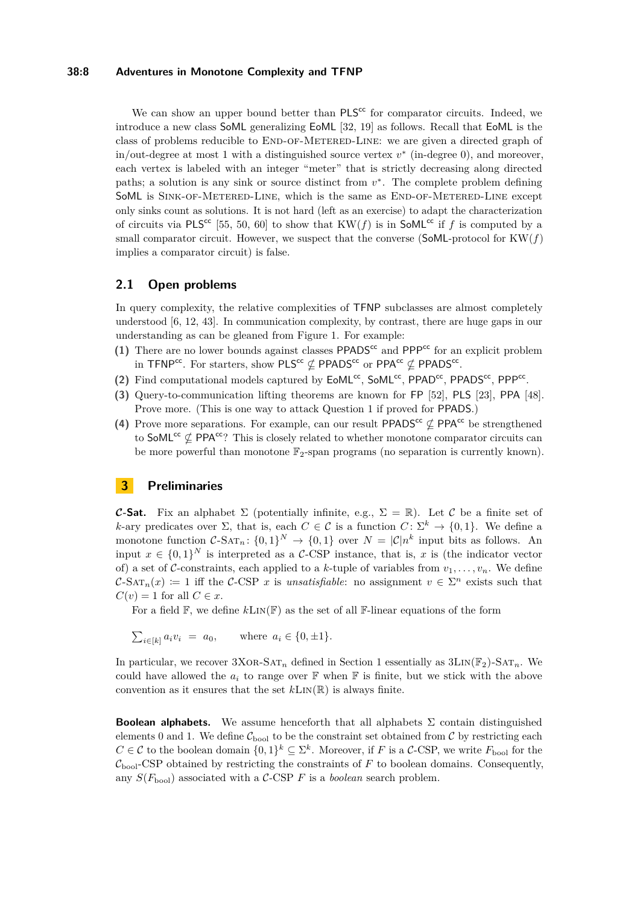We can show an upper bound better than $\mathsf{PLS}^{\mathsf{cc}}$ for comparator circuits. Indeed, we introduce a new class $\mathsf{SoML}$ generalizing $\mathsf{EoML}$ [32, 19] as follows. Recall that $\mathsf{EoML}$ is the class of problems reducible to End-of-Metered-Line: we are given a directed graph of in/out-degree at most 1 with a distinguished source vertex $v^*$ (in-degree 0), and moreover, each vertex is labeled with an integer "meter" that is strictly decreasing along directed paths; a solution is any sink or source distinct from $v^*$. The complete problem defining $\mathsf{SoML}$ is Sink-of-Metered-Line, which is the same as End-of-Metered-Line except only sinks count as solutions. It is not hard (left as an exercise) to adapt the characterization of circuits via $\mathsf{PLS}^{\mathsf{cc}}$ [55, 50, 60] to show that $\mathrm{KW}(f)$ is in $\mathsf{SoML}^{\mathsf{cc}}$ if $f$ is computed by a small comparator circuit. However, we suspect that the converse ($\mathsf{SoML}$-protocol for $\mathrm{KW}(f)$ implies a comparator circuit) is false.

## 2.1 Open problems

In query complexity, the relative complexities of $\mathsf{TFNP}$ subclasses are almost completely understood [6, 12, 43]. In communication complexity, by contrast, there are huge gaps in our understanding as can be gleaned from Figure 1. For example:

**(1)** There are no lower bounds against classes $\mathsf{PPADS}^{\mathsf{cc}}$ and $\mathsf{PPP}^{\mathsf{cc}}$ for an explicit problem in $\mathsf{TFNP}^{\mathsf{cc}}$. For starters, show $\mathsf{PLS}^{\mathsf{cc}} \not\subseteq \mathsf{PPADS}^{\mathsf{cc}}$ or $\mathsf{PPA}^{\mathsf{cc}} \not\subseteq \mathsf{PPADS}^{\mathsf{cc}}$.

**(2)** Find computational models captured by $\mathsf{EoML}^{\mathsf{cc}}$, $\mathsf{SoML}^{\mathsf{cc}}$, $\mathsf{PPAD}^{\mathsf{cc}}$, $\mathsf{PPADS}^{\mathsf{cc}}$, $\mathsf{PPP}^{\mathsf{cc}}$.

**(3)** Query-to-communication lifting theorems are known for $\mathsf{FP}$ [52], $\mathsf{PLS}$ [23], $\mathsf{PPA}$ [48]. Prove more. (This is one way to attack Question 1 if proved for $\mathsf{PPADS}$.)

**(4)** Prove more separations. For example, can our result $\mathsf{PPADS}^{\mathsf{cc}} \not\subseteq \mathsf{PPA}^{\mathsf{cc}}$ be strengthened to $\mathsf{SoML}^{\mathsf{cc}} \not\subseteq \mathsf{PPA}^{\mathsf{cc}}$? This is closely related to whether monotone comparator circuits can be more powerful than monotone $\mathbb{F}_2$-span programs (no separation is currently known).

# 3 Preliminaries

**$\mathcal{C}$-Sat.** Fix an alphabet $\Sigma$ (potentially infinite, e.g., $\Sigma = \mathbb{R}$). Let $\mathcal{C}$ be a finite set of $k$-ary predicates over $\Sigma$, that is, each $C \in \mathcal{C}$ is a function $C \colon \Sigma^k \to \{0,1\}$. We define a monotone function $\mathcal{C}\text{-}\mathrm{Sat}_n \colon \{0,1\}^N \to \{0,1\}$ over $N = |\mathcal{C}|n^k$ input bits as follows. An input $x \in \{0,1\}^N$ is interpreted as a $\mathcal{C}$-CSP instance, that is, $x$ is (the indicator vector of) a set of $\mathcal{C}$-constraints, each applied to a $k$-tuple of variables from $v_1, \ldots, v_n$. We define $\mathcal{C}\text{-}\mathrm{Sat}_n(x) \coloneqq 1$ iff the $\mathcal{C}$-CSP $x$ is *unsatisfiable*: no assignment $v \in \Sigma^n$ exists such that $C(v) = 1$ for all $C \in x$.

For a field $\mathbb{F}$, we define $k\mathrm{Lin}(\mathbb{F})$ as the set of all $\mathbb{F}$-linear equations of the form

$$\textstyle\sum_{i\in[k]} a_i v_i \;=\; a_0, \qquad \text{where } a_i \in \{0, \pm 1\}.$$

In particular, we recover $3\mathrm{Xor}\text{-}\mathrm{Sat}_n$ defined in Section 1 essentially as $3\mathrm{Lin}(\mathbb{F}_2)\text{-}\mathrm{Sat}_n$. We could have allowed the $a_i$ to range over $\mathbb{F}$ when $\mathbb{F}$ is finite, but we stick with the above convention as it ensures that the set $k\mathrm{Lin}(\mathbb{R})$ is always finite.

**Boolean alphabets.** We assume henceforth that all alphabets $\Sigma$ contain distinguished elements 0 and 1. We define $\mathcal{C}_{\mathrm{bool}}$ to be the constraint set obtained from $\mathcal{C}$ by restricting each $C \in \mathcal{C}$ to the boolean domain $\{0,1\}^k \subseteq \Sigma^k$. Moreover, if $F$ is a $\mathcal{C}$-CSP, we write $F_{\mathrm{bool}}$ for the $\mathcal{C}_{\mathrm{bool}}$-CSP obtained by restricting the constraints of $F$ to boolean domains. Consequently, any $S(F_{\mathrm{bool}})$ associated with a $\mathcal{C}$-CSP $F$ is a *boolean* search problem.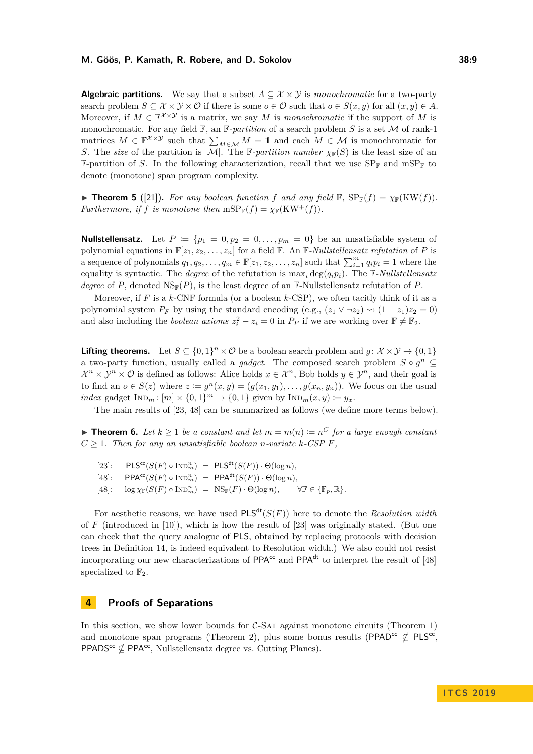**Algebraic partitions.** We say that a subset $A \subseteq \mathcal{X} \times \mathcal{Y}$ is *monochromatic* for a two-party search problem $S \subseteq \mathcal{X} \times \mathcal{Y} \times \mathcal{O}$ if there is some $o \in \mathcal{O}$ such that $o \in S(x, y)$ for all $(x, y) \in A$. Moreover, if $M \in \mathbb{F}^{\mathcal{X} \times \mathcal{Y}}$ is a matrix, we say $M$ is *monochromatic* if the support of $M$ is monochromatic. For any field $\mathbb{F}$, an $\mathbb{F}$-*partition* of a search problem $S$ is a set $\mathcal{M}$ of rank-1 matrices $M \in \mathbb{F}^{\mathcal{X} \times \mathcal{Y}}$ such that $\sum_{M \in \mathcal{M}} M = \mathbb{1}$ and each $M \in \mathcal{M}$ is monochromatic for $S$. The *size* of the partition is $|\mathcal{M}|$. The $\mathbb{F}$-*partition number* $\chi_{\mathbb{F}}(S)$ is the least size of an $\mathbb{F}$-partition of $S$. In the following characterization, recall that we use $\mathrm{SP}_{\mathbb{F}}$ and $\mathrm{mSP}_{\mathbb{F}}$ to denote (monotone) span program complexity.

▶ **Theorem 5** ([21]). *For any boolean function $f$ and any field $\mathbb{F}$, $\mathrm{SP}_{\mathbb{F}}(f) = \chi_{\mathbb{F}}(\mathrm{KW}(f))$. Furthermore, if $f$ is monotone then $\mathrm{mSP}_{\mathbb{F}}(f) = \chi_{\mathbb{F}}(\mathrm{KW}^{+}(f))$.*

**Nullstellensatz.** Let $P := \{p_1 = 0, p_2 = 0, \ldots, p_m = 0\}$ be an unsatisfiable system of polynomial equations in $\mathbb{F}[z_1, z_2, \ldots, z_n]$ for a field $\mathbb{F}$. An $\mathbb{F}$-*Nullstellensatz refutation* of $P$ is a sequence of polynomials $q_1, q_2, \ldots, q_m \in \mathbb{F}[z_1, z_2, \ldots, z_n]$ such that $\sum_{i=1}^{m} q_i p_i = 1$ where the equality is syntactic. The *degree* of the refutation is $\max_i \deg(q_i p_i)$. The $\mathbb{F}$-*Nullstellensatz degree* of $P$, denoted $\mathrm{NS}_{\mathbb{F}}(P)$, is the least degree of an $\mathbb{F}$-Nullstellensatz refutation of $P$.

Moreover, if $F$ is a $k$-CNF formula (or a boolean $k$-CSP), we often tacitly think of it as a polynomial system $P_F$ by using the standard encoding (e.g., $(z_1 \vee \neg z_2) \rightsquigarrow (1 - z_1)z_2 = 0$) and also including the *boolean axioms* $z_i^2 - z_i = 0$ in $P_F$ if we are working over $\mathbb{F} \neq \mathbb{F}_2$.

**Lifting theorems.** Let $S \subseteq \{0,1\}^n \times \mathcal{O}$ be a boolean search problem and $g \colon \mathcal{X} \times \mathcal{Y} \to \{0, 1\}$ a two-party function, usually called a *gadget*. The composed search problem $S \circ g^n \subseteq \mathcal{X}^n \times \mathcal{Y}^n \times \mathcal{O}$ is defined as follows: Alice holds $x \in \mathcal{X}^n$, Bob holds $y \in \mathcal{Y}^n$, and their goal is to find an $o \in S(z)$ where $z := g^n(x, y) = (g(x_1, y_1), \ldots, g(x_n, y_n))$. We focus on the usual *index* gadget $\mathrm{I{\small ND}}_m \colon [m] \times \{0,1\}^m \to \{0, 1\}$ given by $\mathrm{I{\small ND}}_m(x, y) := y_x$.

The main results of [23, 48] can be summarized as follows (we define more terms below).

▶ **Theorem 6.** *Let $k \geq 1$ be a constant and let $m = m(n) := n^C$ for a large enough constant $C \geq 1$. Then for any an unsatisfiable boolean $n$-variate $k$-CSP $F$,*

$$
\begin{aligned}
&[23]: && \mathsf{PLS}^{\mathsf{cc}}(S(F) \circ \mathrm{I{\small ND}}_m^n) = \mathsf{PLS}^{\mathsf{dt}}(S(F)) \cdot \Theta(\log n), \\
&[48]: && \mathsf{PPA}^{\mathsf{cc}}(S(F) \circ \mathrm{I{\small ND}}_m^n) = \mathsf{PPA}^{\mathsf{dt}}(S(F)) \cdot \Theta(\log n), \\
&[48]: && \log \chi_{\mathbb{F}}(S(F) \circ \mathrm{I{\small ND}}_m^n) = \mathrm{NS}_{\mathbb{F}}(F) \cdot \Theta(\log n), \qquad \forall \mathbb{F} \in \{\mathbb{F}_p, \mathbb{R}\}.
\end{aligned}
$$

For aesthetic reasons, we have used $\mathsf{PLS}^{\mathsf{dt}}(S(F))$ here to denote the *Resolution width* of $F$ (introduced in [10]), which is how the result of [23] was originally stated. (But one can check that the query analogue of $\mathsf{PLS}$, obtained by replacing protocols with decision trees in Definition 14, is indeed equivalent to Resolution width.) We also could not resist incorporating our new characterizations of $\mathsf{PPA}^{\mathsf{cc}}$ and $\mathsf{PPA}^{\mathsf{dt}}$ to interpret the result of [48] specialized to $\mathbb{F}_2$.

## 4 Proofs of Separations

In this section, we show lower bounds for $\mathcal{C}$-S<small>AT</small> against monotone circuits (Theorem 1) and monotone span programs (Theorem 2), plus some bonus results ($\mathsf{PPAD}^{\mathsf{cc}} \not\subseteq \mathsf{PLS}^{\mathsf{cc}}$, $\mathsf{PPADS}^{\mathsf{cc}} \not\subseteq \mathsf{PPA}^{\mathsf{cc}}$, Nullstellensatz degree vs. Cutting Planes).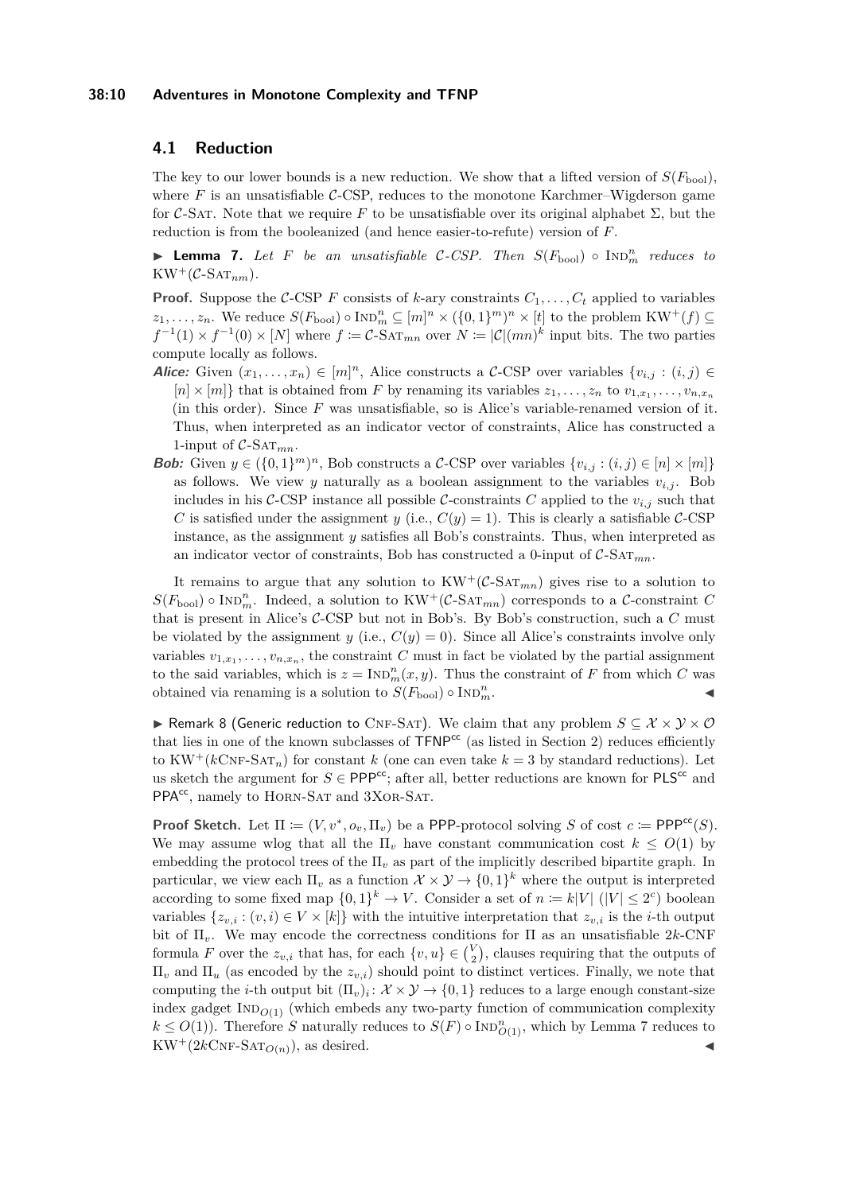## 4.1 Reduction

The key to our lower bounds is a new reduction. We show that a lifted version of $S(F_{\text{bool}})$, where $F$ is an unsatisfiable $\mathcal{C}$-CSP, reduces to the monotone Karchmer–Wigderson game for $\mathcal{C}$-Sat. Note that we require $F$ to be unsatisfiable over its original alphabet $\Sigma$, but the reduction is from the booleanized (and hence easier-to-refute) version of $F$.

▶ **Lemma 7.** *Let $F$ be an unsatisfiable $\mathcal{C}$-CSP. Then $S(F_{\text{bool}}) \circ \text{Ind}_m^n$ reduces to $\text{KW}^+(\mathcal{C}\text{-Sat}_{nm})$.*

**Proof.** Suppose the $\mathcal{C}$-CSP $F$ consists of $k$-ary constraints $C_1, \ldots, C_t$ applied to variables $z_1, \ldots, z_n$. We reduce $S(F_{\text{bool}}) \circ \text{Ind}_m^n \subseteq [m]^n \times (\{0,1\}^m)^n \times [t]$ to the problem $\text{KW}^+(f) \subseteq f^{-1}(1) \times f^{-1}(0) \times [N]$ where $f := \mathcal{C}\text{-Sat}_{mn}$ over $N := |\mathcal{C}|(mn)^k$ input bits. The two parties compute locally as follows.

- ***Alice:*** Given $(x_1, \ldots, x_n) \in [m]^n$, Alice constructs a $\mathcal{C}$-CSP over variables $\{v_{i,j} : (i,j) \in [n] \times [m]\}$ that is obtained from $F$ by renaming its variables $z_1, \ldots, z_n$ to $v_{1,x_1}, \ldots, v_{n,x_n}$ (in this order). Since $F$ was unsatisfiable, so is Alice's variable-renamed version of it. Thus, when interpreted as an indicator vector of constraints, Alice has constructed a 1-input of $\mathcal{C}\text{-Sat}_{mn}$.
- ***Bob:*** Given $y \in (\{0,1\}^m)^n$, Bob constructs a $\mathcal{C}$-CSP over variables $\{v_{i,j} : (i,j) \in [n] \times [m]\}$ as follows. We view $y$ naturally as a boolean assignment to the variables $v_{i,j}$. Bob includes in his $\mathcal{C}$-CSP instance all possible $\mathcal{C}$-constraints $C$ applied to the $v_{i,j}$ such that $C$ is satisfied under the assignment $y$ (i.e., $C(y) = 1$). This is clearly a satisfiable $\mathcal{C}$-CSP instance, as the assignment $y$ satisfies all Bob's constraints. Thus, when interpreted as an indicator vector of constraints, Bob has constructed a 0-input of $\mathcal{C}\text{-Sat}_{mn}$.

It remains to argue that any solution to $\text{KW}^+(\mathcal{C}\text{-Sat}_{mn})$ gives rise to a solution to $S(F_{\text{bool}}) \circ \text{Ind}_m^n$. Indeed, a solution to $\text{KW}^+(\mathcal{C}\text{-Sat}_{mn})$ corresponds to a $\mathcal{C}$-constraint $C$ that is present in Alice's $\mathcal{C}$-CSP but not in Bob's. By Bob's construction, such a $C$ must be violated by the assignment $y$ (i.e., $C(y) = 0$). Since all Alice's constraints involve only variables $v_{1,x_1}, \ldots, v_{n,x_n}$, the constraint $C$ must in fact be violated by the partial assignment to the said variables, which is $z = \text{Ind}_m^n(x, y)$. Thus the constraint of $F$ from which $C$ was obtained via renaming is a solution to $S(F_{\text{bool}}) \circ \text{Ind}_m^n$. ◀

▶ Remark 8 (Generic reduction to Cnf-Sat). We claim that any problem $S \subseteq \mathcal{X} \times \mathcal{Y} \times \mathcal{O}$ that lies in one of the known subclasses of $\mathsf{TFNP}^{\mathsf{cc}}$ (as listed in Section 2) reduces efficiently to $\text{KW}^+(k\text{Cnf-Sat}_n)$ for constant $k$ (one can even take $k = 3$ by standard reductions). Let us sketch the argument for $S \in \mathsf{PPP}^{\mathsf{cc}}$; after all, better reductions are known for $\mathsf{PLS}^{\mathsf{cc}}$ and $\mathsf{PPA}^{\mathsf{cc}}$, namely to Horn-Sat and 3Xor-Sat.

**Proof Sketch.** Let $\Pi := (V, v^*, o_v, \Pi_v)$ be a $\mathsf{PPP}$-protocol solving $S$ of cost $c := \mathsf{PPP}^{\mathsf{cc}}(S)$. We may assume wlog that all the $\Pi_v$ have constant communication cost $k \le O(1)$ by embedding the protocol trees of the $\Pi_v$ as part of the implicitly described bipartite graph. In particular, we view each $\Pi_v$ as a function $\mathcal{X} \times \mathcal{Y} \to \{0,1\}^k$ where the output is interpreted according to some fixed map $\{0,1\}^k \to V$. Consider a set of $n := k|V|$ ($|V| \le 2^c$) boolean variables $\{z_{v,i} : (v,i) \in V \times [k]\}$ with the intuitive interpretation that $z_{v,i}$ is the $i$-th output bit of $\Pi_v$. We may encode the correctness conditions for $\Pi$ as an unsatisfiable $2k$-CNF formula $F$ over the $z_{v,i}$ that has, for each $\{v,u\} \in \binom{V}{2}$, clauses requiring that the outputs of $\Pi_v$ and $\Pi_u$ (as encoded by the $z_{v,i}$) should point to distinct vertices. Finally, we note that computing the $i$-th output bit $(\Pi_v)_i : \mathcal{X} \times \mathcal{Y} \to \{0,1\}$ reduces to a large enough constant-size index gadget $\text{Ind}_{O(1)}$ (which embeds any two-party function of communication complexity $k \le O(1)$). Therefore $S$ naturally reduces to $S(F) \circ \text{Ind}_{O(1)}^n$, which by Lemma 7 reduces to $\text{KW}^+(2k\text{Cnf-Sat}_{O(n)})$, as desired. ◀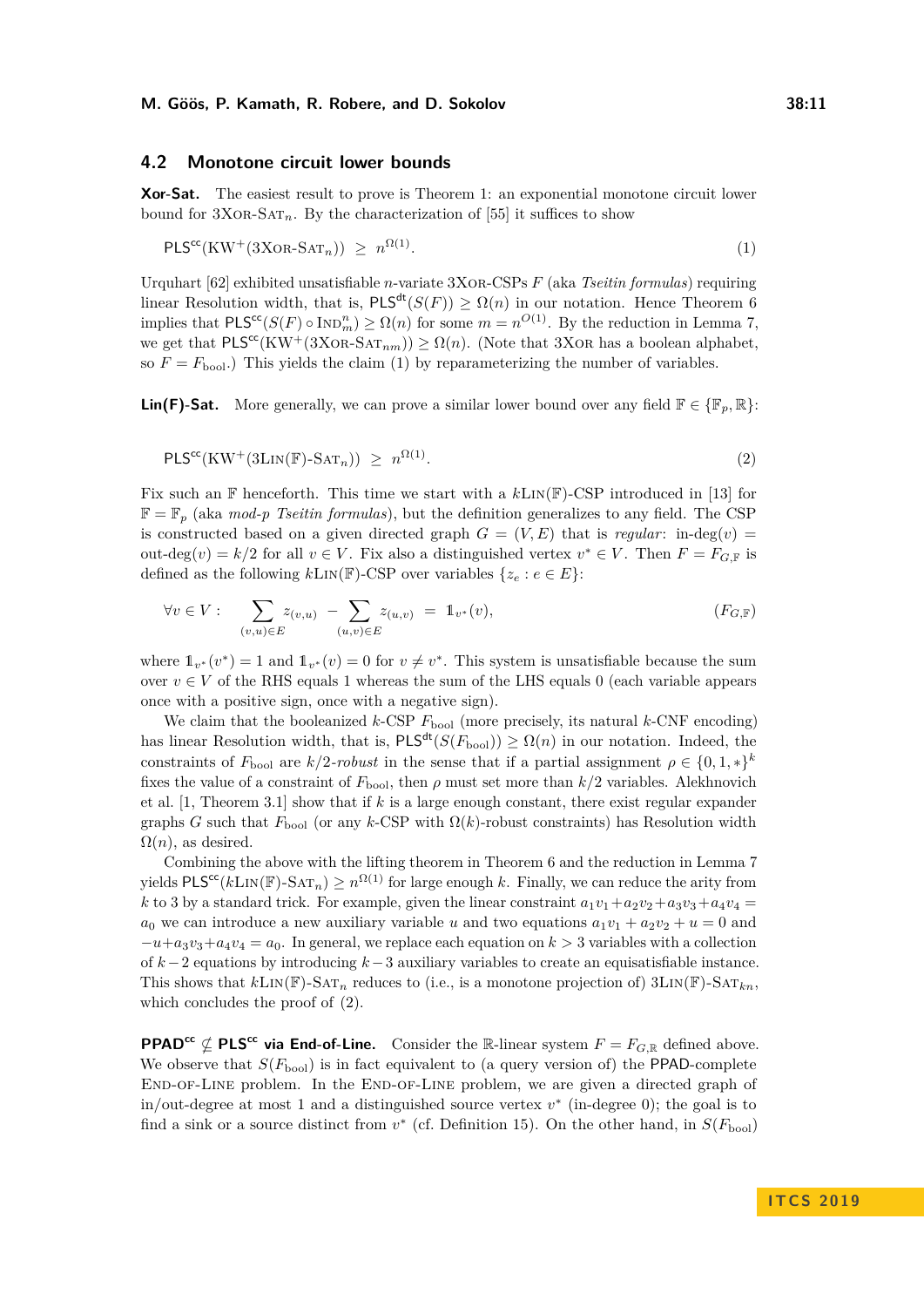### 4.2 Monotone circuit lower bounds

**Xor-Sat.** The easiest result to prove is Theorem 1: an exponential monotone circuit lower bound for $3\text{Xor-Sat}_n$. By the characterization of [55] it suffices to show

$$\mathsf{PLS}^{\mathsf{cc}}(\mathrm{KW}^+(3\text{Xor-Sat}_n)) \;\geq\; n^{\Omega(1)}. \tag{1}$$

Urquhart [62] exhibited unsatisfiable $n$-variate 3Xor-CSPs $F$ (aka *Tseitin formulas*) requiring linear Resolution width, that is, $\mathsf{PLS}^{\mathsf{dt}}(S(F)) \geq \Omega(n)$ in our notation. Hence Theorem 6 implies that $\mathsf{PLS}^{\mathsf{cc}}(S(F) \circ \text{Ind}^n_m) \geq \Omega(n)$ for some $m = n^{O(1)}$. By the reduction in Lemma 7, we get that $\mathsf{PLS}^{\mathsf{cc}}(\mathrm{KW}^+(3\text{Xor-Sat}_{nm})) \geq \Omega(n)$. (Note that 3Xor has a boolean alphabet, so $F = F_{\text{bool}}$.) This yields the claim (1) by reparameterizing the number of variables.

**Lin(F)-Sat.** More generally, we can prove a similar lower bound over any field $\mathbb{F} \in \{\mathbb{F}_p, \mathbb{R}\}$:

$$\mathsf{PLS}^{\mathsf{cc}}(\mathrm{KW}^+(3\text{Lin}(\mathbb{F})\text{-Sat}_n)) \;\geq\; n^{\Omega(1)}. \tag{2}$$

Fix such an $\mathbb{F}$ henceforth. This time we start with a $k\text{Lin}(\mathbb{F})$-CSP introduced in [13] for $\mathbb{F} = \mathbb{F}_p$ (aka *mod-$p$ Tseitin formulas*), but the definition generalizes to any field. The CSP is constructed based on a given directed graph $G = (V, E)$ that is *regular*: $\text{in-deg}(v) = \text{out-deg}(v) = k/2$ for all $v \in V$. Fix also a distinguished vertex $v^* \in V$. Then $F = F_{G,\mathbb{F}}$ is defined as the following $k\text{Lin}(\mathbb{F})$-CSP over variables $\{z_e : e \in E\}$:

$$\forall v \in V: \quad \sum_{(v,u)\in E} z_{(v,u)} \;-\; \sum_{(u,v)\in E} z_{(u,v)} \;=\; \mathbb{1}_{v^*}(v), \tag{$F_{G,\mathbb{F}}$}$$

where $\mathbb{1}_{v^*}(v^*) = 1$ and $\mathbb{1}_{v^*}(v) = 0$ for $v \neq v^*$. This system is unsatisfiable because the sum over $v \in V$ of the RHS equals 1 whereas the sum of the LHS equals 0 (each variable appears once with a positive sign, once with a negative sign).

We claim that the booleanized $k$-CSP $F_{\text{bool}}$ (more precisely, its natural $k$-CNF encoding) has linear Resolution width, that is, $\mathsf{PLS}^{\mathsf{dt}}(S(F_{\text{bool}})) \geq \Omega(n)$ in our notation. Indeed, the constraints of $F_{\text{bool}}$ are $k/2$-*robust* in the sense that if a partial assignment $\rho \in \{0,1,*\}^k$ fixes the value of a constraint of $F_{\text{bool}}$, then $\rho$ must set more than $k/2$ variables. Alekhnovich et al. [1, Theorem 3.1] show that if $k$ is a large enough constant, there exist regular expander graphs $G$ such that $F_{\text{bool}}$ (or any $k$-CSP with $\Omega(k)$-robust constraints) has Resolution width $\Omega(n)$, as desired.

Combining the above with the lifting theorem in Theorem 6 and the reduction in Lemma 7 yields $\mathsf{PLS}^{\mathsf{cc}}(k\text{Lin}(\mathbb{F})\text{-Sat}_n) \geq n^{\Omega(1)}$ for large enough $k$. Finally, we can reduce the arity from $k$ to 3 by a standard trick. For example, given the linear constraint $a_1v_1 + a_2v_2 + a_3v_3 + a_4v_4 = a_0$ we can introduce a new auxiliary variable $u$ and two equations $a_1v_1 + a_2v_2 + u = 0$ and $-u + a_3v_3 + a_4v_4 = a_0$. In general, we replace each equation on $k > 3$ variables with a collection of $k-2$ equations by introducing $k-3$ auxiliary variables to create an equisatisfiable instance. This shows that $k\text{Lin}(\mathbb{F})\text{-Sat}_n$ reduces to (i.e., is a monotone projection of) $3\text{Lin}(\mathbb{F})\text{-Sat}_{kn}$, which concludes the proof of (2).

**$\mathsf{PPAD}^{\mathsf{cc}} \not\subseteq \mathsf{PLS}^{\mathsf{cc}}$ via End-of-Line.** Consider the $\mathbb{R}$-linear system $F = F_{G,\mathbb{R}}$ defined above. We observe that $S(F_{\text{bool}})$ is in fact equivalent to (a query version of) the $\mathsf{PPAD}$-complete End-of-Line problem. In the End-of-Line problem, we are given a directed graph of in/out-degree at most 1 and a distinguished source vertex $v^*$ (in-degree 0); the goal is to find a sink or a source distinct from $v^*$ (cf. Definition 15). On the other hand, in $S(F_{\text{bool}})$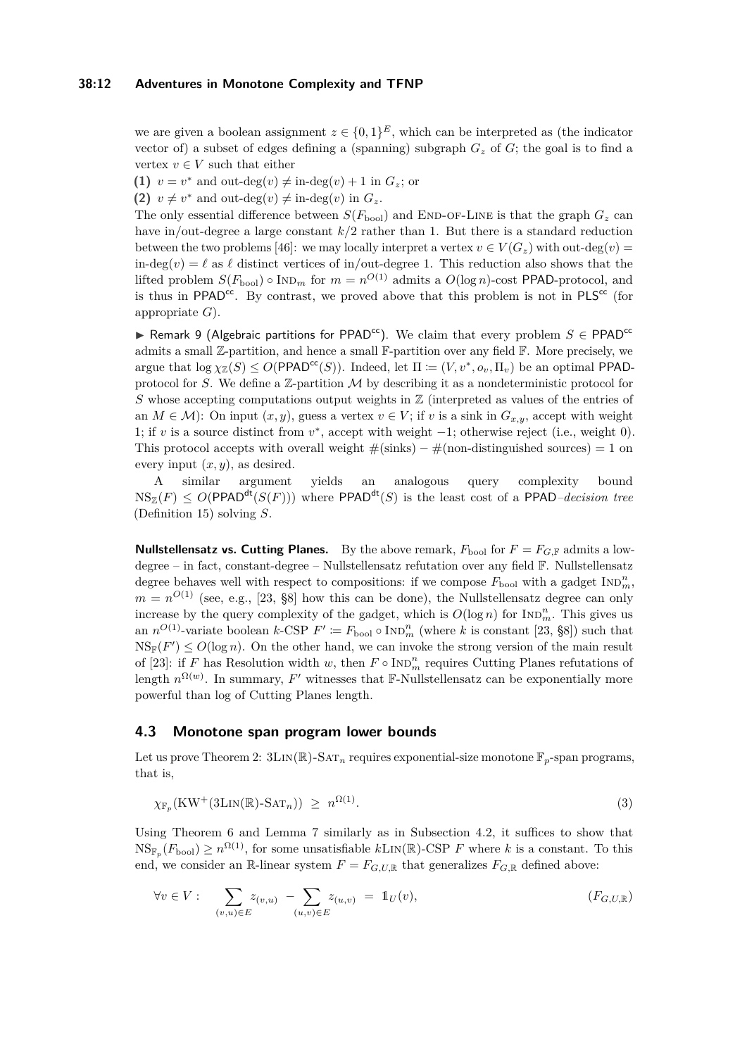we are given a boolean assignment $z \in \{0,1\}^E$, which can be interpreted as (the indicator vector of) a subset of edges defining a (spanning) subgraph $G_z$ of $G$; the goal is to find a vertex $v \in V$ such that either

**(1)** $v = v^*$ and out-deg$(v) \neq$ in-deg$(v) + 1$ in $G_z$; or

**(2)** $v \neq v^*$ and out-deg$(v) \neq$ in-deg$(v)$ in $G_z$.

The only essential difference between $S(F_{\text{bool}})$ and End-of-Line is that the graph $G_z$ can have in/out-degree a large constant $k/2$ rather than 1. But there is a standard reduction between the two problems [46]: we may locally interpret a vertex $v \in V(G_z)$ with out-deg$(v) =$ in-deg$(v) = \ell$ as $\ell$ distinct vertices of in/out-degree 1. This reduction also shows that the lifted problem $S(F_{\text{bool}}) \circ \text{Ind}_m$ for $m = n^{O(1)}$ admits a $O(\log n)$-cost PPAD-protocol, and is thus in $\mathsf{PPAD}^{\mathsf{cc}}$. By contrast, we proved above that this problem is not in $\mathsf{PLS}^{\mathsf{cc}}$ (for appropriate $G$).

▶ Remark 9 (Algebraic partitions for $\mathsf{PPAD}^{\mathsf{cc}}$). We claim that every problem $S \in \mathsf{PPAD}^{\mathsf{cc}}$ admits a small $\mathbb{Z}$-partition, and hence a small $\mathbb{F}$-partition over any field $\mathbb{F}$. More precisely, we argue that $\log \chi_{\mathbb{Z}}(S) \leq O(\mathsf{PPAD}^{\mathsf{cc}}(S))$. Indeed, let $\Pi := (V, v^*, o_v, \Pi_v)$ be an optimal PPAD-protocol for $S$. We define a $\mathbb{Z}$-partition $\mathcal{M}$ by describing it as a nondeterministic protocol for $S$ whose accepting computations output weights in $\mathbb{Z}$ (interpreted as values of the entries of an $M \in \mathcal{M}$): On input $(x, y)$, guess a vertex $v \in V$; if $v$ is a sink in $G_{x,y}$, accept with weight 1; if $v$ is a source distinct from $v^*$, accept with weight $-1$; otherwise reject (i.e., weight 0). This protocol accepts with overall weight $\#(\text{sinks}) - \#(\text{non-distinguished sources}) = 1$ on every input $(x, y)$, as desired.

A similar argument yields an analogous query complexity bound $\text{NS}_{\mathbb{Z}}(F) \leq O(\mathsf{PPAD}^{\mathsf{dt}}(S(F)))$ where $\mathsf{PPAD}^{\mathsf{dt}}(S)$ is the least cost of a PPAD–*decision tree* (Definition 15) solving $S$.

**Nullstellensatz vs. Cutting Planes.** By the above remark, $F_{\text{bool}}$ for $F = F_{G,\mathbb{F}}$ admits a low-degree – in fact, constant-degree – Nullstellensatz refutation over any field $\mathbb{F}$. Nullstellensatz degree behaves well with respect to compositions: if we compose $F_{\text{bool}}$ with a gadget $\text{Ind}^n_m$, $m = n^{O(1)}$ (see, e.g., [23, §8] how this can be done), the Nullstellensatz degree can only increase by the query complexity of the gadget, which is $O(\log n)$ for $\text{Ind}^n_m$. This gives us an $n^{O(1)}$-variate boolean $k$-CSP $F' := F_{\text{bool}} \circ \text{Ind}^n_m$ (where $k$ is constant [23, §8]) such that $\text{NS}_{\mathbb{F}}(F') \leq O(\log n)$. On the other hand, we can invoke the strong version of the main result of [23]: if $F$ has Resolution width $w$, then $F \circ \text{Ind}^n_m$ requires Cutting Planes refutations of length $n^{\Omega(w)}$. In summary, $F'$ witnesses that $\mathbb{F}$-Nullstellensatz can be exponentially more powerful than log of Cutting Planes length.

## 4.3 Monotone span program lower bounds

Let us prove Theorem 2: $3\text{Lin}(\mathbb{R})\text{-Sat}_n$ requires exponential-size monotone $\mathbb{F}_p$-span programs, that is,

$$\chi_{\mathbb{F}_p}(\text{KW}^+(3\text{Lin}(\mathbb{R})\text{-Sat}_n)) \;\geq\; n^{\Omega(1)}. \tag{3}$$

Using Theorem 6 and Lemma 7 similarly as in Subsection 4.2, it suffices to show that $\text{NS}_{\mathbb{F}_p}(F_{\text{bool}}) \geq n^{\Omega(1)}$, for some unsatisfiable $k\text{Lin}(\mathbb{R})$-CSP $F$ where $k$ is a constant. To this end, we consider an $\mathbb{R}$-linear system $F = F_{G,U,\mathbb{R}}$ that generalizes $F_{G,\mathbb{R}}$ defined above:

$$\forall v \in V: \quad \sum_{(v,u)\in E} z_{(v,u)} \;-\; \sum_{(u,v)\in E} z_{(u,v)} \;=\; \mathbb{1}_U(v), \tag{$F_{G,U,\mathbb{R}}$}$$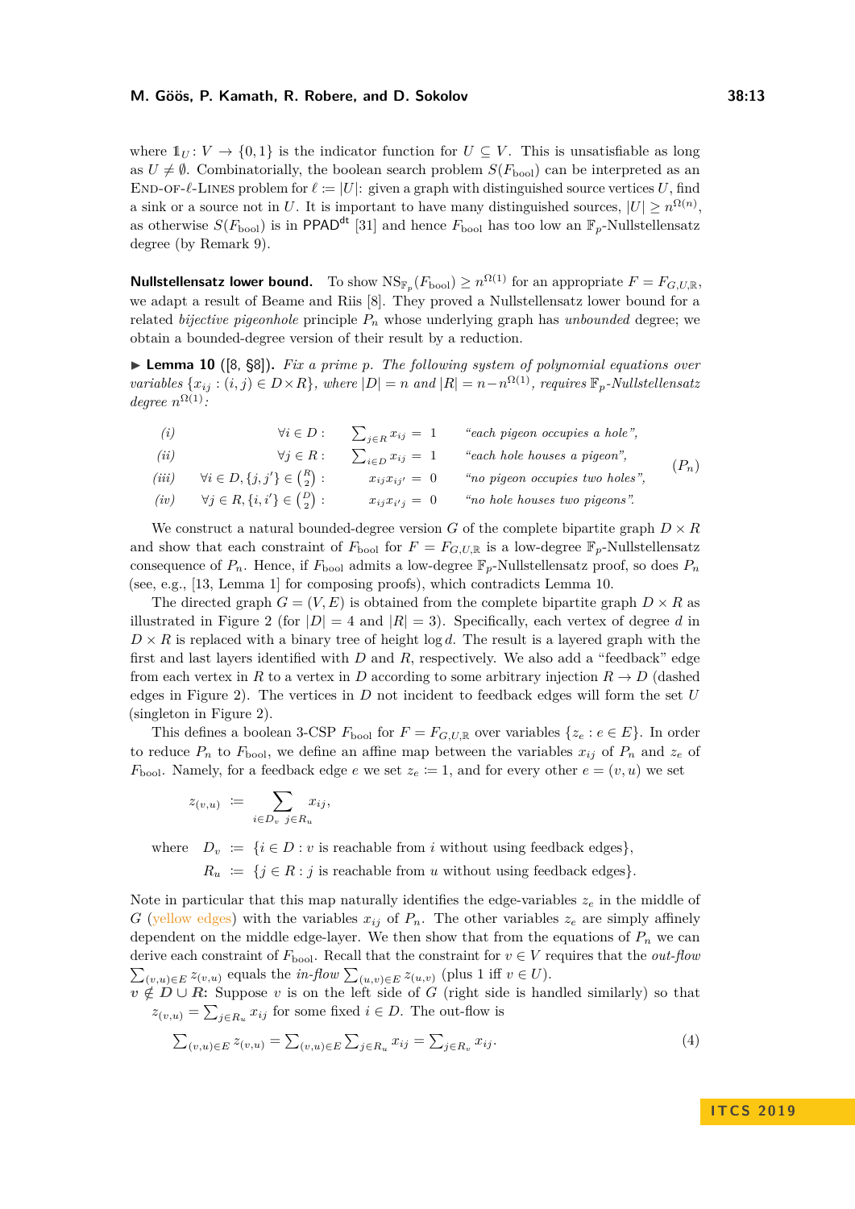where $\mathbb{1}_U : V \to \{0,1\}$ is the indicator function for $U \subseteq V$. This is unsatisfiable as long as $U \neq \emptyset$. Combinatorially, the boolean search problem $S(F_{\text{bool}})$ can be interpreted as an End-of-$\ell$-Lines problem for $\ell := |U|$: given a graph with distinguished source vertices $U$, find a sink or a source not in $U$. It is important to have many distinguished sources, $|U| \geq n^{\Omega(n)}$, as otherwise $S(F_{\text{bool}})$ is in $\mathsf{PPAD}^{\mathsf{dt}}$ [31] and hence $F_{\text{bool}}$ has too low an $\mathbb{F}_p$-Nullstellensatz degree (by Remark 9).

**Nullstellensatz lower bound.** To show $\mathrm{NS}_{\mathbb{F}_p}(F_{\text{bool}}) \geq n^{\Omega(1)}$ for an appropriate $F = F_{G,U,\mathbb{R}}$, we adapt a result of Beame and Riis [8]. They proved a Nullstellensatz lower bound for a related *bijective pigeonhole* principle $P_n$ whose underlying graph has *unbounded* degree; we obtain a bounded-degree version of their result by a reduction.

▶ **Lemma 10** ([8, §8]). *Fix a prime $p$. The following system of polynomial equations over variables $\{x_{ij} : (i,j) \in D \times R\}$, where $|D| = n$ and $|R| = n - n^{\Omega(1)}$, requires $\mathbb{F}_p$-Nullstellensatz degree $n^{\Omega(1)}$:*

$$
\begin{array}{llrcll}
(i) & \forall i \in D: & \sum_{j \in R} x_{ij} & = & 1 & \text{“each pigeon occupies a hole”,} \\
(ii) & \forall j \in R: & \sum_{i \in D} x_{ij} & = & 1 & \text{“each hole houses a pigeon”,} \\
(iii) & \forall i \in D, \{j,j'\} \in \binom{R}{2}: & x_{ij}x_{ij'} & = & 0 & \text{“no pigeon occupies two holes”,} \\
(iv) & \forall j \in R, \{i,i'\} \in \binom{D}{2}: & x_{ij}x_{i'j} & = & 0 & \text{“no hole houses two pigeons”.}
\end{array}
\qquad (P_n)
$$

We construct a natural bounded-degree version $G$ of the complete bipartite graph $D \times R$ and show that each constraint of $F_{\text{bool}}$ for $F = F_{G,U,\mathbb{R}}$ is a low-degree $\mathbb{F}_p$-Nullstellensatz consequence of $P_n$. Hence, if $F_{\text{bool}}$ admits a low-degree $\mathbb{F}_p$-Nullstellensatz proof, so does $P_n$ (see, e.g., [13, Lemma 1] for composing proofs), which contradicts Lemma 10.

The directed graph $G = (V,E)$ is obtained from the complete bipartite graph $D \times R$ as illustrated in Figure 2 (for $|D| = 4$ and $|R| = 3$). Specifically, each vertex of degree $d$ in $D \times R$ is replaced with a binary tree of height $\log d$. The result is a layered graph with the first and last layers identified with $D$ and $R$, respectively. We also add a "feedback" edge from each vertex in $R$ to a vertex in $D$ according to some arbitrary injection $R \to D$ (dashed edges in Figure 2). The vertices in $D$ not incident to feedback edges will form the set $U$ (singleton in Figure 2).

This defines a boolean 3-CSP $F_{\text{bool}}$ for $F = F_{G,U,\mathbb{R}}$ over variables $\{z_e : e \in E\}$. In order to reduce $P_n$ to $F_{\text{bool}}$, we define an affine map between the variables $x_{ij}$ of $P_n$ and $z_e$ of $F_{\text{bool}}$. Namely, for a feedback edge $e$ we set $z_e := 1$, and for every other $e = (v,u)$ we set

$$
z_{(v,u)} \;:=\; \sum_{i \in D_v,\ j \in R_u} x_{ij},
$$

$$
\begin{aligned}
\text{where}\quad D_v &:= \{i \in D : v \text{ is reachable from } i \text{ without using feedback edges}\},\\
R_u &:= \{j \in R : j \text{ is reachable from } u \text{ without using feedback edges}\}.
\end{aligned}
$$

Note in particular that this map naturally identifies the edge-variables $z_e$ in the middle of $G$ (yellow edges) with the variables $x_{ij}$ of $P_n$. The other variables $z_e$ are simply affinely dependent on the middle edge-layer. We then show that from the equations of $P_n$ we can derive each constraint of $F_{\text{bool}}$. Recall that the constraint for $v \in V$ requires that the *out-flow* $\sum_{(v,u) \in E} z_{(v,u)}$ equals the *in-flow* $\sum_{(u,v) \in E} z_{(u,v)}$ (plus 1 iff $v \in U$).

$\boldsymbol{v \notin D \cup R}$**:** Suppose $v$ is on the left side of $G$ (right side is handled similarly) so that $z_{(v,u)} = \sum_{j \in R_u} x_{ij}$ for some fixed $i \in D$. The out-flow is

$$
\textstyle\sum_{(v,u) \in E} z_{(v,u)} = \sum_{(v,u) \in E} \sum_{j \in R_u} x_{ij} = \sum_{j \in R_v} x_{ij}. \tag{4}
$$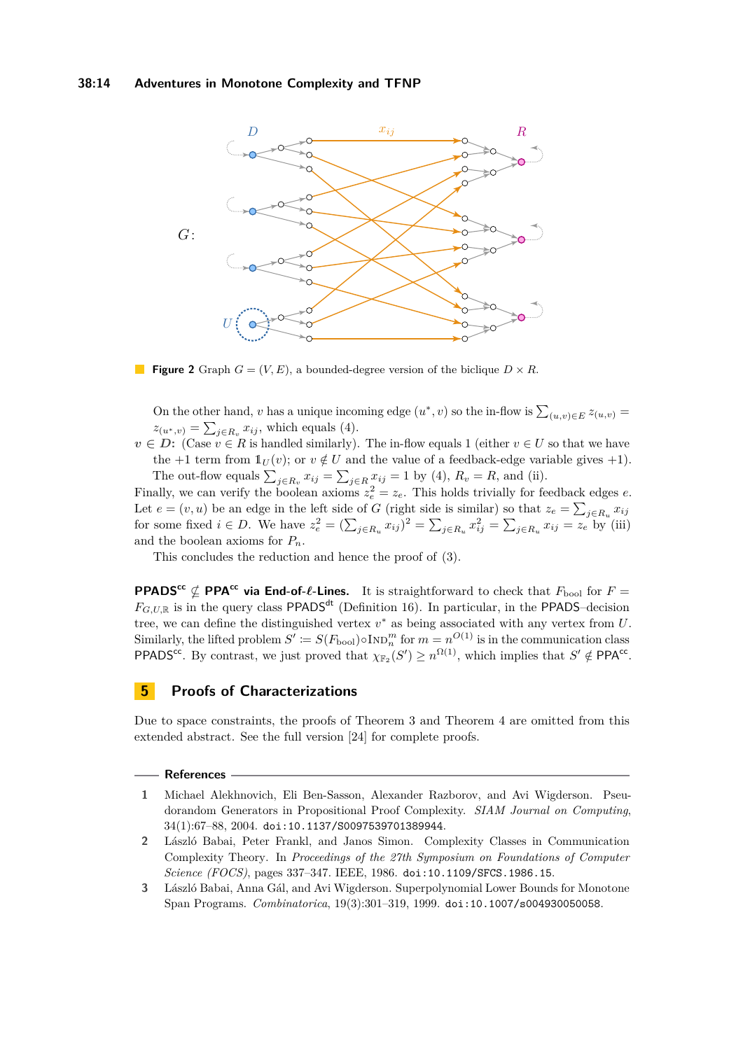**Figure 2** Graph $G = (V, E)$, a bounded-degree version of the biclique $D \times R$.

On the other hand, $v$ has a unique incoming edge $(u^*, v)$ so the in-flow is $\sum_{(u,v)\in E} z_{(u,v)} = z_{(u^*,v)} = \sum_{j\in R_v} x_{ij}$, which equals (4).

- $v \in D$: (Case $v \in R$ is handled similarly). The in-flow equals 1 (either $v \in U$ so that we have the $+1$ term from $\mathbb{1}_U(v)$; or $v \notin U$ and the value of a feedback-edge variable gives $+1$). The out-flow equals $\sum_{j\in R_v} x_{ij} = \sum_{j\in R} x_{ij} = 1$ by (4), $R_v = R$, and (ii).

Finally, we can verify the boolean axioms $z_e^2 = z_e$. This holds trivially for feedback edges $e$. Let $e = (v, u)$ be an edge in the left side of $G$ (right side is similar) so that $z_e = \sum_{j\in R_u} x_{ij}$ for some fixed $i \in D$. We have $z_e^2 = (\sum_{j\in R_u} x_{ij})^2 = \sum_{j\in R_u} x_{ij}^2 = \sum_{j\in R_u} x_{ij} = z_e$ by (iii) and the boolean axioms for $P_n$.

This concludes the reduction and hence the proof of (3).

**$\mathsf{PPADS}^{\mathsf{cc}} \not\subseteq \mathsf{PPA}^{\mathsf{cc}}$ via End-of-$\ell$-Lines.** It is straightforward to check that $F_{\text{bool}}$ for $F = F_{G,U,\mathbb{R}}$ is in the query class $\mathsf{PPADS}^{\mathsf{dt}}$ (Definition 16). In particular, in the PPADS–decision tree, we can define the distinguished vertex $v^*$ as being associated with any vertex from $U$. Similarly, the lifted problem $S' \coloneqq S(F_{\text{bool}}) \circ \textsc{Ind}_n^m$ for $m = n^{O(1)}$ is in the communication class $\mathsf{PPADS}^{\mathsf{cc}}$. By contrast, we just proved that $\chi_{\mathbb{F}_2}(S') \geq n^{\Omega(1)}$, which implies that $S' \notin \mathsf{PPA}^{\mathsf{cc}}$.

## 5 Proofs of Characterizations

Due to space constraints, the proofs of Theorem 3 and Theorem 4 are omitted from this extended abstract. See the full version [24] for complete proofs.

### References

1. Michael Alekhnovich, Eli Ben-Sasson, Alexander Razborov, and Avi Wigderson. Pseudorandom Generators in Propositional Proof Complexity. *SIAM Journal on Computing*, 34(1):67–88, 2004. doi:10.1137/S0097539701389944.
2. László Babai, Peter Frankl, and Janos Simon. Complexity Classes in Communication Complexity Theory. In *Proceedings of the 27th Symposium on Foundations of Computer Science (FOCS)*, pages 337–347. IEEE, 1986. doi:10.1109/SFCS.1986.15.
3. László Babai, Anna Gál, and Avi Wigderson. Superpolynomial Lower Bounds for Monotone Span Programs. *Combinatorica*, 19(3):301–319, 1999. doi:10.1007/s004930050058.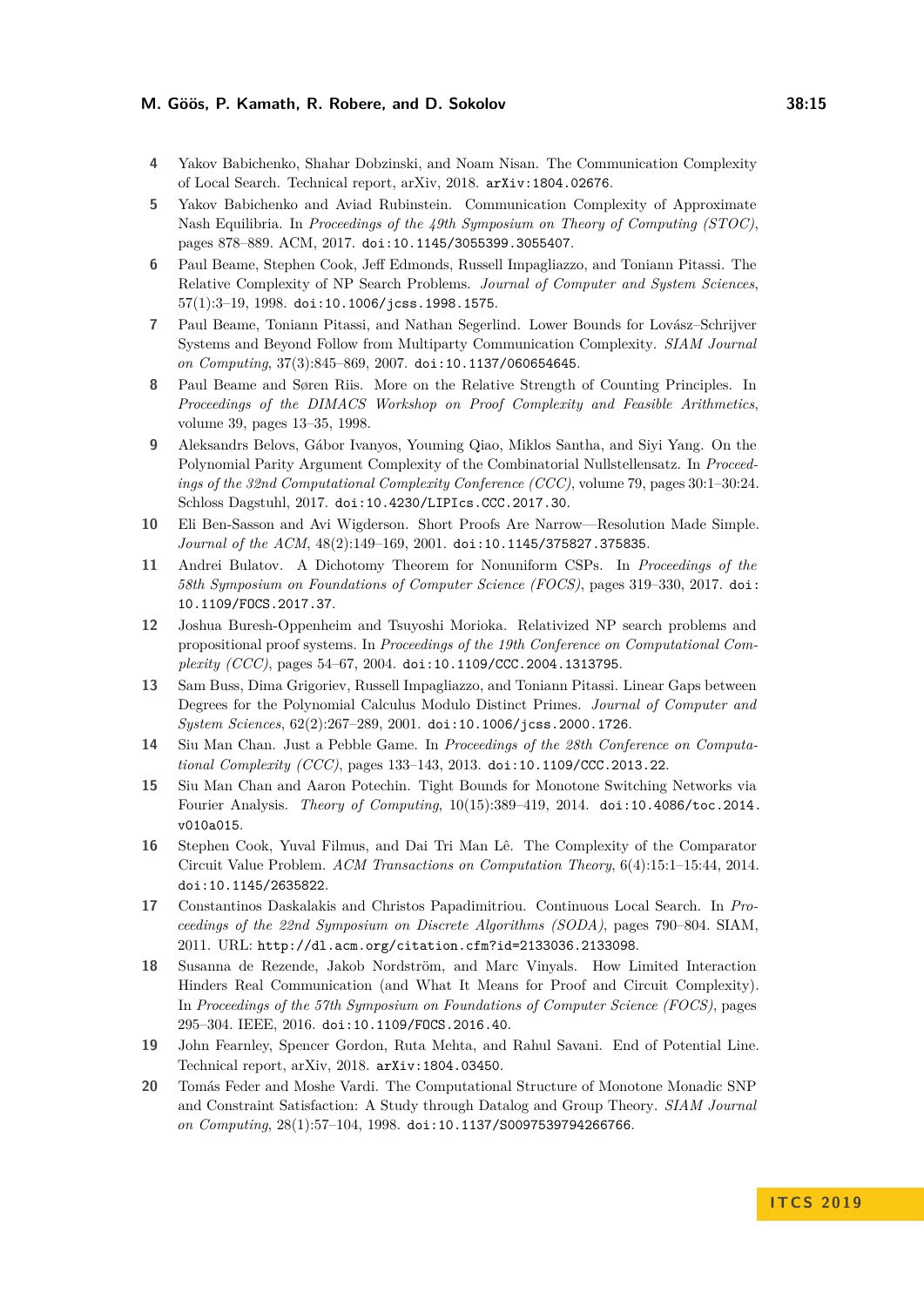4. Yakov Babichenko, Shahar Dobzinski, and Noam Nisan. The Communication Complexity of Local Search. Technical report, arXiv, 2018. `arXiv:1804.02676`.
5. Yakov Babichenko and Aviad Rubinstein. Communication Complexity of Approximate Nash Equilibria. In *Proceedings of the 49th Symposium on Theory of Computing (STOC)*, pages 878–889. ACM, 2017. `doi:10.1145/3055399.3055407`.
6. Paul Beame, Stephen Cook, Jeff Edmonds, Russell Impagliazzo, and Toniann Pitassi. The Relative Complexity of NP Search Problems. *Journal of Computer and System Sciences*, 57(1):3–19, 1998. `doi:10.1006/jcss.1998.1575`.
7. Paul Beame, Toniann Pitassi, and Nathan Segerlind. Lower Bounds for Lovász–Schrijver Systems and Beyond Follow from Multiparty Communication Complexity. *SIAM Journal on Computing*, 37(3):845–869, 2007. `doi:10.1137/060654645`.
8. Paul Beame and Søren Riis. More on the Relative Strength of Counting Principles. In *Proceedings of the DIMACS Workshop on Proof Complexity and Feasible Arithmetics*, volume 39, pages 13–35, 1998.
9. Aleksandrs Belovs, Gábor Ivanyos, Youming Qiao, Miklos Santha, and Siyi Yang. On the Polynomial Parity Argument Complexity of the Combinatorial Nullstellensatz. In *Proceedings of the 32nd Computational Complexity Conference (CCC)*, volume 79, pages 30:1–30:24. Schloss Dagstuhl, 2017. `doi:10.4230/LIPIcs.CCC.2017.30`.
10. Eli Ben-Sasson and Avi Wigderson. Short Proofs Are Narrow—Resolution Made Simple. *Journal of the ACM*, 48(2):149–169, 2001. `doi:10.1145/375827.375835`.
11. Andrei Bulatov. A Dichotomy Theorem for Nonuniform CSPs. In *Proceedings of the 58th Symposium on Foundations of Computer Science (FOCS)*, pages 319–330, 2017. `doi:10.1109/FOCS.2017.37`.
12. Joshua Buresh-Oppenheim and Tsuyoshi Morioka. Relativized NP search problems and propositional proof systems. In *Proceedings of the 19th Conference on Computational Complexity (CCC)*, pages 54–67, 2004. `doi:10.1109/CCC.2004.1313795`.
13. Sam Buss, Dima Grigoriev, Russell Impagliazzo, and Toniann Pitassi. Linear Gaps between Degrees for the Polynomial Calculus Modulo Distinct Primes. *Journal of Computer and System Sciences*, 62(2):267–289, 2001. `doi:10.1006/jcss.2000.1726`.
14. Siu Man Chan. Just a Pebble Game. In *Proceedings of the 28th Conference on Computational Complexity (CCC)*, pages 133–143, 2013. `doi:10.1109/CCC.2013.22`.
15. Siu Man Chan and Aaron Potechin. Tight Bounds for Monotone Switching Networks via Fourier Analysis. *Theory of Computing*, 10(15):389–419, 2014. `doi:10.4086/toc.2014.v010a015`.
16. Stephen Cook, Yuval Filmus, and Dai Tri Man Lê. The Complexity of the Comparator Circuit Value Problem. *ACM Transactions on Computation Theory*, 6(4):15:1–15:44, 2014. `doi:10.1145/2635822`.
17. Constantinos Daskalakis and Christos Papadimitriou. Continuous Local Search. In *Proceedings of the 22nd Symposium on Discrete Algorithms (SODA)*, pages 790–804. SIAM, 2011. URL: `http://dl.acm.org/citation.cfm?id=2133036.2133098`.
18. Susanna de Rezende, Jakob Nordström, and Marc Vinyals. How Limited Interaction Hinders Real Communication (and What It Means for Proof and Circuit Complexity). In *Proceedings of the 57th Symposium on Foundations of Computer Science (FOCS)*, pages 295–304. IEEE, 2016. `doi:10.1109/FOCS.2016.40`.
19. John Fearnley, Spencer Gordon, Ruta Mehta, and Rahul Savani. End of Potential Line. Technical report, arXiv, 2018. `arXiv:1804.03450`.
20. Tomás Feder and Moshe Vardi. The Computational Structure of Monotone Monadic SNP and Constraint Satisfaction: A Study through Datalog and Group Theory. *SIAM Journal on Computing*, 28(1):57–104, 1998. `doi:10.1137/S0097539794266766`.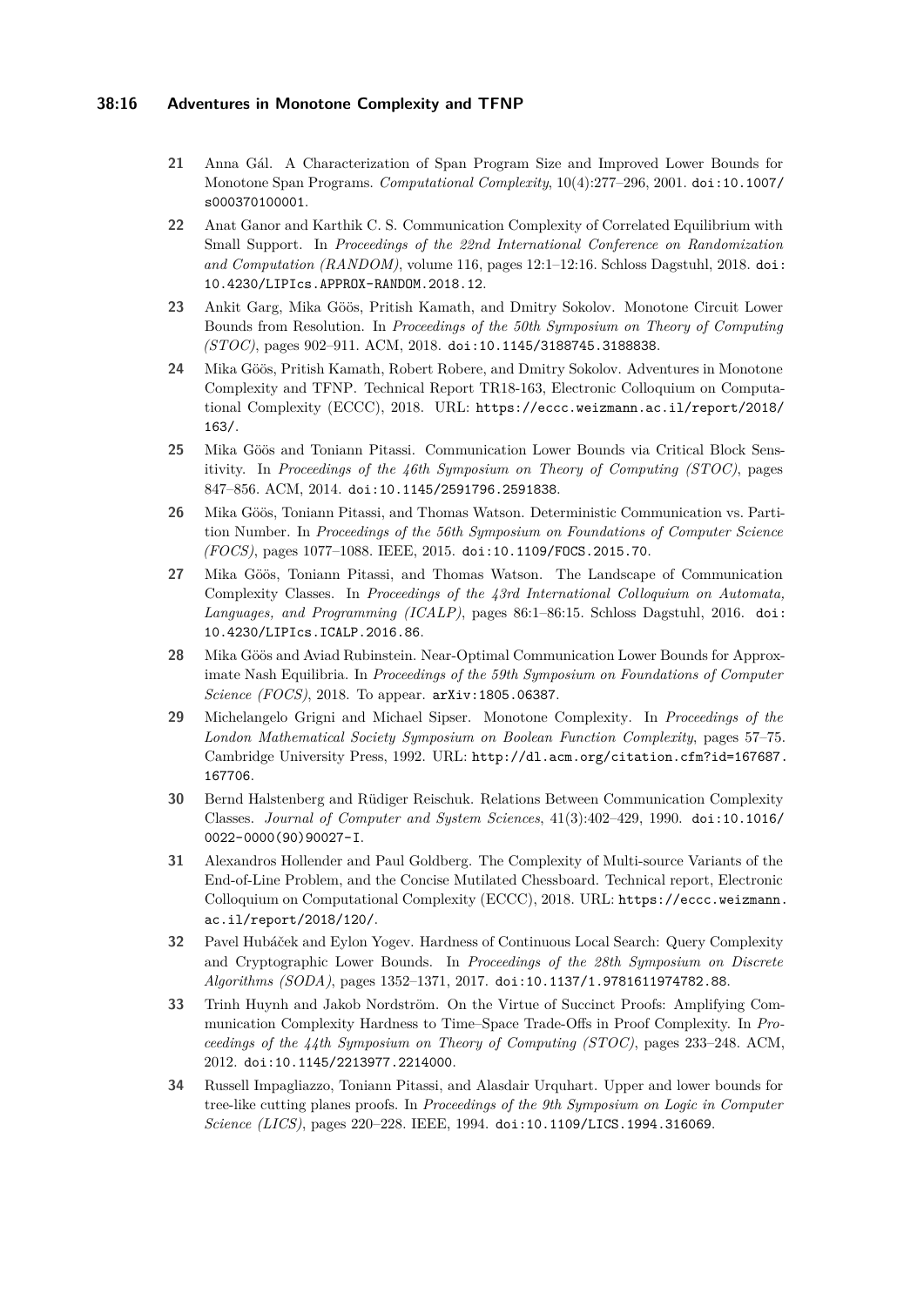21 Anna Gál. A Characterization of Span Program Size and Improved Lower Bounds for Monotone Span Programs. *Computational Complexity*, 10(4):277–296, 2001. doi:10.1007/s000370100001.

22 Anat Ganor and Karthik C. S. Communication Complexity of Correlated Equilibrium with Small Support. In *Proceedings of the 22nd International Conference on Randomization and Computation (RANDOM)*, volume 116, pages 12:1–12:16. Schloss Dagstuhl, 2018. doi:10.4230/LIPIcs.APPROX-RANDOM.2018.12.

23 Ankit Garg, Mika Göös, Pritish Kamath, and Dmitry Sokolov. Monotone Circuit Lower Bounds from Resolution. In *Proceedings of the 50th Symposium on Theory of Computing (STOC)*, pages 902–911. ACM, 2018. doi:10.1145/3188745.3188838.

24 Mika Göös, Pritish Kamath, Robert Robere, and Dmitry Sokolov. Adventures in Monotone Complexity and TFNP. Technical Report TR18-163, Electronic Colloquium on Computational Complexity (ECCC), 2018. URL: https://eccc.weizmann.ac.il/report/2018/163/.

25 Mika Göös and Toniann Pitassi. Communication Lower Bounds via Critical Block Sensitivity. In *Proceedings of the 46th Symposium on Theory of Computing (STOC)*, pages 847–856. ACM, 2014. doi:10.1145/2591796.2591838.

26 Mika Göös, Toniann Pitassi, and Thomas Watson. Deterministic Communication vs. Partition Number. In *Proceedings of the 56th Symposium on Foundations of Computer Science (FOCS)*, pages 1077–1088. IEEE, 2015. doi:10.1109/FOCS.2015.70.

27 Mika Göös, Toniann Pitassi, and Thomas Watson. The Landscape of Communication Complexity Classes. In *Proceedings of the 43rd International Colloquium on Automata, Languages, and Programming (ICALP)*, pages 86:1–86:15. Schloss Dagstuhl, 2016. doi:10.4230/LIPIcs.ICALP.2016.86.

28 Mika Göös and Aviad Rubinstein. Near-Optimal Communication Lower Bounds for Approximate Nash Equilibria. In *Proceedings of the 59th Symposium on Foundations of Computer Science (FOCS)*, 2018. To appear. arXiv:1805.06387.

29 Michelangelo Grigni and Michael Sipser. Monotone Complexity. In *Proceedings of the London Mathematical Society Symposium on Boolean Function Complexity*, pages 57–75. Cambridge University Press, 1992. URL: http://dl.acm.org/citation.cfm?id=167687.167706.

30 Bernd Halstenberg and Rüdiger Reischuk. Relations Between Communication Complexity Classes. *Journal of Computer and System Sciences*, 41(3):402–429, 1990. doi:10.1016/0022-0000(90)90027-I.

31 Alexandros Hollender and Paul Goldberg. The Complexity of Multi-source Variants of the End-of-Line Problem, and the Concise Mutilated Chessboard. Technical report, Electronic Colloquium on Computational Complexity (ECCC), 2018. URL: https://eccc.weizmann.ac.il/report/2018/120/.

32 Pavel Hubáček and Eylon Yogev. Hardness of Continuous Local Search: Query Complexity and Cryptographic Lower Bounds. In *Proceedings of the 28th Symposium on Discrete Algorithms (SODA)*, pages 1352–1371, 2017. doi:10.1137/1.9781611974782.88.

33 Trinh Huynh and Jakob Nordström. On the Virtue of Succinct Proofs: Amplifying Communication Complexity Hardness to Time–Space Trade-Offs in Proof Complexity. In *Proceedings of the 44th Symposium on Theory of Computing (STOC)*, pages 233–248. ACM, 2012. doi:10.1145/2213977.2214000.

34 Russell Impagliazzo, Toniann Pitassi, and Alasdair Urquhart. Upper and lower bounds for tree-like cutting planes proofs. In *Proceedings of the 9th Symposium on Logic in Computer Science (LICS)*, pages 220–228. IEEE, 1994. doi:10.1109/LICS.1994.316069.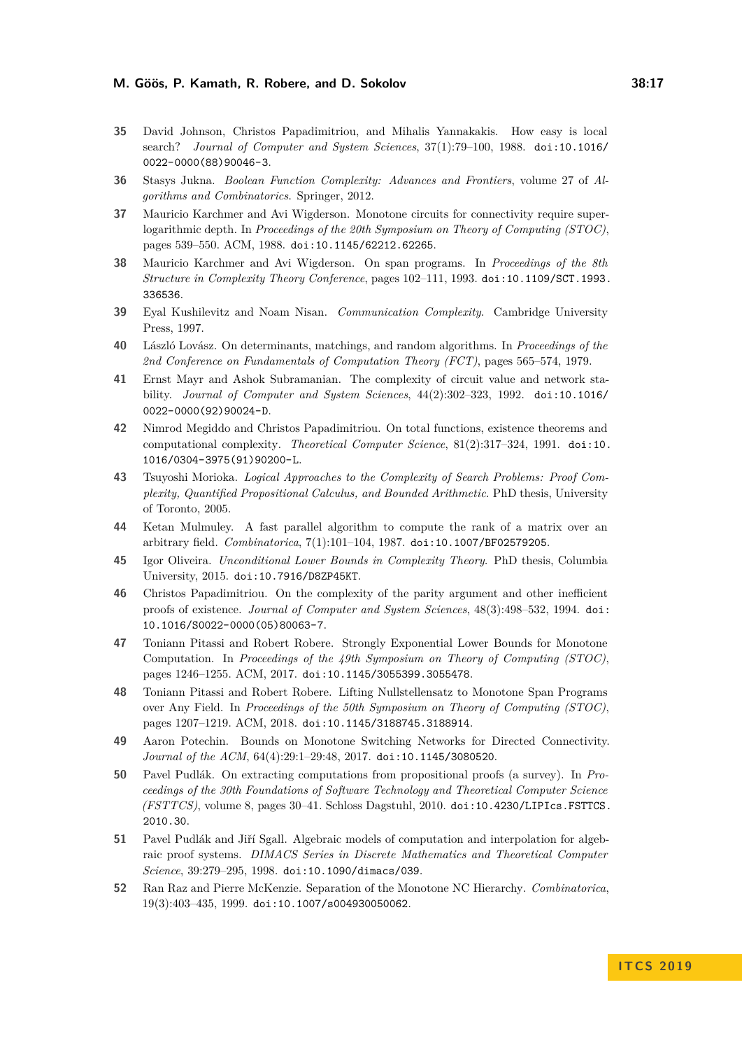35 David Johnson, Christos Papadimitriou, and Mihalis Yannakakis. How easy is local search? *Journal of Computer and System Sciences*, 37(1):79–100, 1988. doi:10.1016/0022-0000(88)90046-3.

36 Stasys Jukna. *Boolean Function Complexity: Advances and Frontiers*, volume 27 of *Algorithms and Combinatorics*. Springer, 2012.

37 Mauricio Karchmer and Avi Wigderson. Monotone circuits for connectivity require super-logarithmic depth. In *Proceedings of the 20th Symposium on Theory of Computing (STOC)*, pages 539–550. ACM, 1988. doi:10.1145/62212.62265.

38 Mauricio Karchmer and Avi Wigderson. On span programs. In *Proceedings of the 8th Structure in Complexity Theory Conference*, pages 102–111, 1993. doi:10.1109/SCT.1993.336536.

39 Eyal Kushilevitz and Noam Nisan. *Communication Complexity*. Cambridge University Press, 1997.

40 László Lovász. On determinants, matchings, and random algorithms. In *Proceedings of the 2nd Conference on Fundamentals of Computation Theory (FCT)*, pages 565–574, 1979.

41 Ernst Mayr and Ashok Subramanian. The complexity of circuit value and network stability. *Journal of Computer and System Sciences*, 44(2):302–323, 1992. doi:10.1016/0022-0000(92)90024-D.

42 Nimrod Megiddo and Christos Papadimitriou. On total functions, existence theorems and computational complexity. *Theoretical Computer Science*, 81(2):317–324, 1991. doi:10.1016/0304-3975(91)90200-L.

43 Tsuyoshi Morioka. *Logical Approaches to the Complexity of Search Problems: Proof Complexity, Quantified Propositional Calculus, and Bounded Arithmetic*. PhD thesis, University of Toronto, 2005.

44 Ketan Mulmuley. A fast parallel algorithm to compute the rank of a matrix over an arbitrary field. *Combinatorica*, 7(1):101–104, 1987. doi:10.1007/BF02579205.

45 Igor Oliveira. *Unconditional Lower Bounds in Complexity Theory*. PhD thesis, Columbia University, 2015. doi:10.7916/D8ZP45KT.

46 Christos Papadimitriou. On the complexity of the parity argument and other inefficient proofs of existence. *Journal of Computer and System Sciences*, 48(3):498–532, 1994. doi:10.1016/S0022-0000(05)80063-7.

47 Toniann Pitassi and Robert Robere. Strongly Exponential Lower Bounds for Monotone Computation. In *Proceedings of the 49th Symposium on Theory of Computing (STOC)*, pages 1246–1255. ACM, 2017. doi:10.1145/3055399.3055478.

48 Toniann Pitassi and Robert Robere. Lifting Nullstellensatz to Monotone Span Programs over Any Field. In *Proceedings of the 50th Symposium on Theory of Computing (STOC)*, pages 1207–1219. ACM, 2018. doi:10.1145/3188745.3188914.

49 Aaron Potechin. Bounds on Monotone Switching Networks for Directed Connectivity. *Journal of the ACM*, 64(4):29:1–29:48, 2017. doi:10.1145/3080520.

50 Pavel Pudlák. On extracting computations from propositional proofs (a survey). In *Proceedings of the 30th Foundations of Software Technology and Theoretical Computer Science (FSTTCS)*, volume 8, pages 30–41. Schloss Dagstuhl, 2010. doi:10.4230/LIPIcs.FSTTCS.2010.30.

51 Pavel Pudlák and Jiří Sgall. Algebraic models of computation and interpolation for algebraic proof systems. *DIMACS Series in Discrete Mathematics and Theoretical Computer Science*, 39:279–295, 1998. doi:10.1090/dimacs/039.

52 Ran Raz and Pierre McKenzie. Separation of the Monotone NC Hierarchy. *Combinatorica*, 19(3):403–435, 1999. doi:10.1007/s004930050062.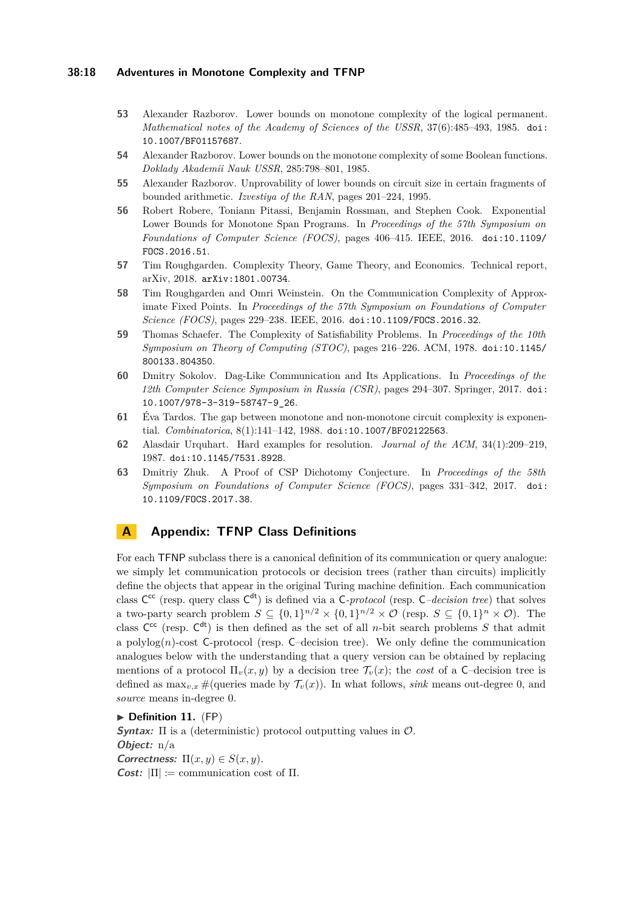53. Alexander Razborov. Lower bounds on monotone complexity of the logical permanent. *Mathematical notes of the Academy of Sciences of the USSR*, 37(6):485–493, 1985. doi:10.1007/BF01157687.
54. Alexander Razborov. Lower bounds on the monotone complexity of some Boolean functions. *Doklady Akademii Nauk USSR*, 285:798–801, 1985.
55. Alexander Razborov. Unprovability of lower bounds on circuit size in certain fragments of bounded arithmetic. *Izvestiya of the RAN*, pages 201–224, 1995.
56. Robert Robere, Toniann Pitassi, Benjamin Rossman, and Stephen Cook. Exponential Lower Bounds for Monotone Span Programs. In *Proceedings of the 57th Symposium on Foundations of Computer Science (FOCS)*, pages 406–415. IEEE, 2016. doi:10.1109/FOCS.2016.51.
57. Tim Roughgarden. Complexity Theory, Game Theory, and Economics. Technical report, arXiv, 2018. arXiv:1801.00734.
58. Tim Roughgarden and Omri Weinstein. On the Communication Complexity of Approximate Fixed Points. In *Proceedings of the 57th Symposium on Foundations of Computer Science (FOCS)*, pages 229–238. IEEE, 2016. doi:10.1109/FOCS.2016.32.
59. Thomas Schaefer. The Complexity of Satisfiability Problems. In *Proceedings of the 10th Symposium on Theory of Computing (STOC)*, pages 216–226. ACM, 1978. doi:10.1145/800133.804350.
60. Dmitry Sokolov. Dag-Like Communication and Its Applications. In *Proceedings of the 12th Computer Science Symposium in Russia (CSR)*, pages 294–307. Springer, 2017. doi:10.1007/978-3-319-58747-9_26.
61. Éva Tardos. The gap between monotone and non-monotone circuit complexity is exponential. *Combinatorica*, 8(1):141–142, 1988. doi:10.1007/BF02122563.
62. Alasdair Urquhart. Hard examples for resolution. *Journal of the ACM*, 34(1):209–219, 1987. doi:10.1145/7531.8928.
63. Dmitriy Zhuk. A Proof of CSP Dichotomy Conjecture. In *Proceedings of the 58th Symposium on Foundations of Computer Science (FOCS)*, pages 331–342, 2017. doi:10.1109/FOCS.2017.38.

## A Appendix: TFNP Class Definitions

For each TFNP subclass there is a canonical definition of its communication or query analogue: we simply let communication protocols or decision trees (rather than circuits) implicitly define the objects that appear in the original Turing machine definition. Each communication class $\mathsf{C}^{\mathsf{cc}}$ (resp. query class $\mathsf{C}^{\mathsf{dt}}$) is defined via a C-*protocol* (resp. C–*decision tree*) that solves a two-party search problem $S \subseteq \{0,1\}^{n/2} \times \{0,1\}^{n/2} \times \mathcal{O}$ (resp. $S \subseteq \{0,1\}^n \times \mathcal{O}$). The class $\mathsf{C}^{\mathsf{cc}}$ (resp. $\mathsf{C}^{\mathsf{dt}}$) is then defined as the set of all $n$-bit search problems $S$ that admit a $\text{polylog}(n)$-cost C-protocol (resp. C–decision tree). We only define the communication analogues below with the understanding that a query version can be obtained by replacing mentions of a protocol $\Pi_v(x,y)$ by a decision tree $\mathcal{T}_v(x)$; the *cost* of a C–decision tree is defined as $\max_{v,x} \#(\text{queries made by } \mathcal{T}_v(x))$. In what follows, *sink* means out-degree 0, and *source* means in-degree 0.

▶ **Definition 11.** (FP)
***Syntax:*** $\Pi$ is a (deterministic) protocol outputting values in $\mathcal{O}$.
***Object:*** n/a
***Correctness:*** $\Pi(x,y) \in S(x,y)$.
***Cost:*** $|\Pi| :=$ communication cost of $\Pi$.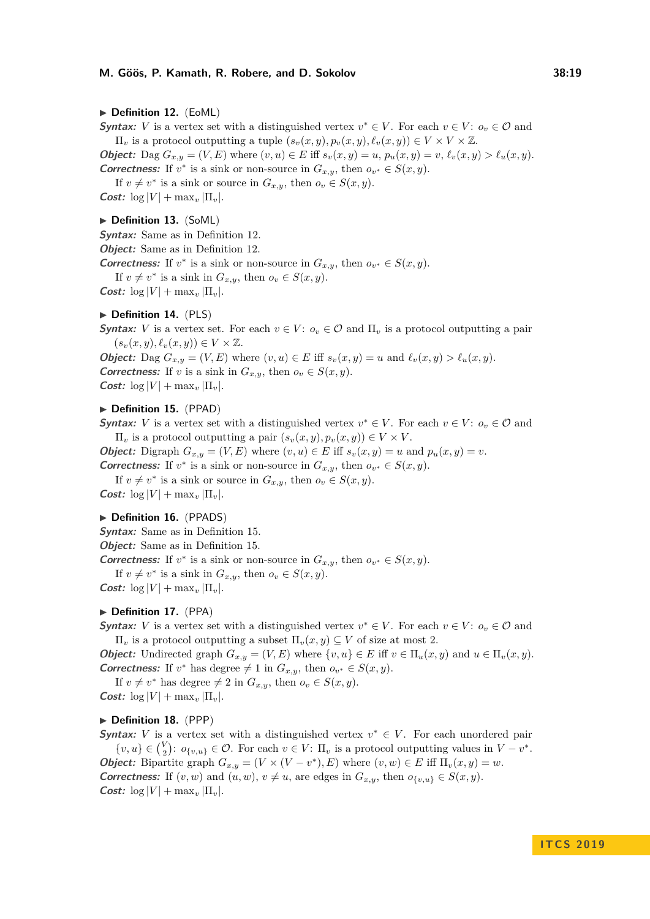▶ **Definition 12.** (EoML)

***Syntax:*** $V$ is a vertex set with a distinguished vertex $v^* \in V$. For each $v \in V$: $o_v \in \mathcal{O}$ and $\Pi_v$ is a protocol outputting a tuple $(s_v(x,y), p_v(x,y), \ell_v(x,y)) \in V \times V \times \mathbb{Z}$.

***Object:*** Dag $G_{x,y} = (V, E)$ where $(v,u) \in E$ iff $s_v(x,y) = u$, $p_u(x,y) = v$, $\ell_v(x,y) > \ell_u(x,y)$.

***Correctness:*** If $v^*$ is a sink or non-source in $G_{x,y}$, then $o_{v^*} \in S(x,y)$.
If $v \neq v^*$ is a sink or source in $G_{x,y}$, then $o_v \in S(x,y)$.

***Cost:*** $\log |V| + \max_v |\Pi_v|$.

▶ **Definition 13.** (SoML)

***Syntax:*** Same as in Definition 12.

***Object:*** Same as in Definition 12.

***Correctness:*** If $v^*$ is a sink or non-source in $G_{x,y}$, then $o_{v^*} \in S(x,y)$.
If $v \neq v^*$ is a sink in $G_{x,y}$, then $o_v \in S(x,y)$.

***Cost:*** $\log |V| + \max_v |\Pi_v|$.

▶ **Definition 14.** (PLS)

***Syntax:*** $V$ is a vertex set. For each $v \in V$: $o_v \in \mathcal{O}$ and $\Pi_v$ is a protocol outputting a pair $(s_v(x,y), \ell_v(x,y)) \in V \times \mathbb{Z}$.

***Object:*** Dag $G_{x,y} = (V, E)$ where $(v,u) \in E$ iff $s_v(x,y) = u$ and $\ell_v(x,y) > \ell_u(x,y)$.

***Correctness:*** If $v$ is a sink in $G_{x,y}$, then $o_v \in S(x,y)$.

***Cost:*** $\log |V| + \max_v |\Pi_v|$.

▶ **Definition 15.** (PPAD)

***Syntax:*** $V$ is a vertex set with a distinguished vertex $v^* \in V$. For each $v \in V$: $o_v \in \mathcal{O}$ and $\Pi_v$ is a protocol outputting a pair $(s_v(x,y), p_v(x,y)) \in V \times V$.

***Object:*** Digraph $G_{x,y} = (V, E)$ where $(v,u) \in E$ iff $s_v(x,y) = u$ and $p_u(x,y) = v$.

***Correctness:*** If $v^*$ is a sink or non-source in $G_{x,y}$, then $o_{v^*} \in S(x,y)$.
If $v \neq v^*$ is a sink or source in $G_{x,y}$, then $o_v \in S(x,y)$.

***Cost:*** $\log |V| + \max_v |\Pi_v|$.

▶ **Definition 16.** (PPADS)

***Syntax:*** Same as in Definition 15.

***Object:*** Same as in Definition 15.

***Correctness:*** If $v^*$ is a sink or non-source in $G_{x,y}$, then $o_{v^*} \in S(x,y)$.
If $v \neq v^*$ is a sink in $G_{x,y}$, then $o_v \in S(x,y)$.

***Cost:*** $\log |V| + \max_v |\Pi_v|$.

▶ **Definition 17.** (PPA)

***Syntax:*** $V$ is a vertex set with a distinguished vertex $v^* \in V$. For each $v \in V$: $o_v \in \mathcal{O}$ and $\Pi_v$ is a protocol outputting a subset $\Pi_v(x,y) \subseteq V$ of size at most 2.

***Object:*** Undirected graph $G_{x,y} = (V, E)$ where $\{v,u\} \in E$ iff $v \in \Pi_u(x,y)$ and $u \in \Pi_v(x,y)$.

***Correctness:*** If $v^*$ has degree $\neq 1$ in $G_{x,y}$, then $o_{v^*} \in S(x,y)$.
If $v \neq v^*$ has degree $\neq 2$ in $G_{x,y}$, then $o_v \in S(x,y)$.

***Cost:*** $\log |V| + \max_v |\Pi_v|$.

▶ **Definition 18.** (PPP)

***Syntax:*** $V$ is a vertex set with a distinguished vertex $v^* \in V$. For each unordered pair $\{v,u\} \in \binom{V}{2}$: $o_{\{v,u\}} \in \mathcal{O}$. For each $v \in V$: $\Pi_v$ is a protocol outputting values in $V - v^*$.

***Object:*** Bipartite graph $G_{x,y} = (V \times (V - v^*), E)$ where $(v,w) \in E$ iff $\Pi_v(x,y) = w$.

***Correctness:*** If $(v,w)$ and $(u,w)$, $v \neq u$, are edges in $G_{x,y}$, then $o_{\{v,u\}} \in S(x,y)$.

***Cost:*** $\log |V| + \max_v |\Pi_v|$.